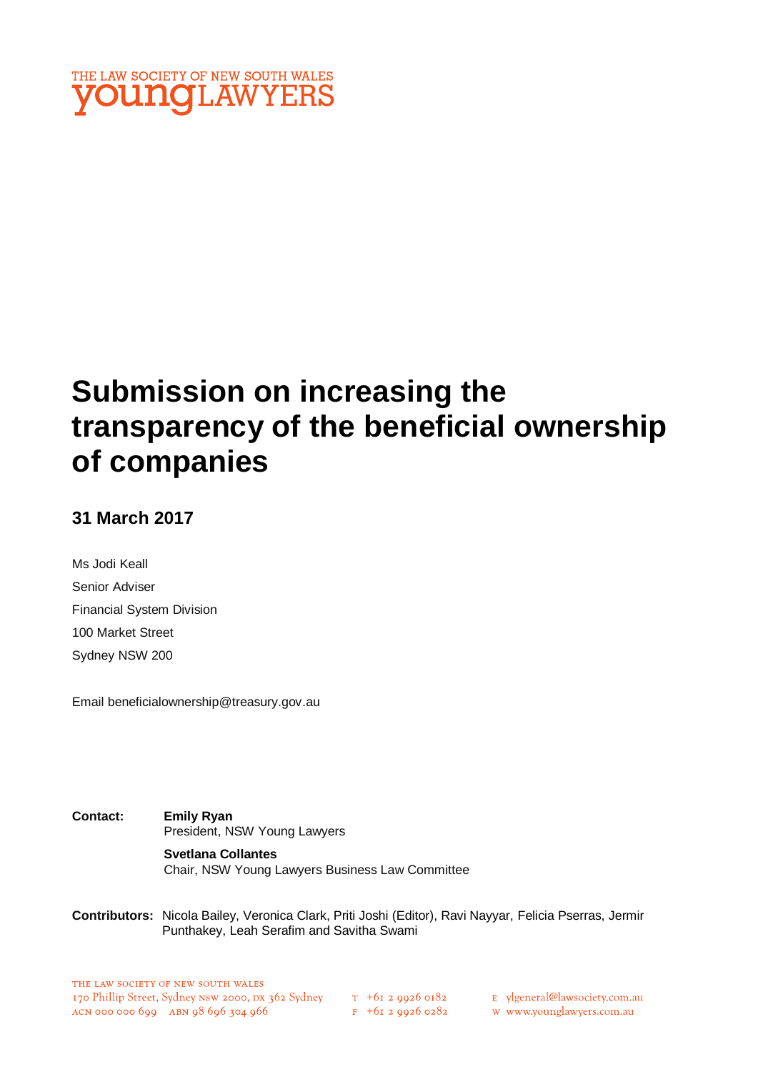THE LAW SOCIETY OF NEW SOUTH WALES
young LAWYERS

# Submission on increasing the transparency of the beneficial ownership of companies

## 31 March 2017

Ms Jodi Keall
Senior Adviser
Financial System Division
100 Market Street
Sydney NSW 200

Email beneficialownership@treasury.gov.au

**Contact:** **Emily Ryan**
President, NSW Young Lawyers

**Svetlana Collantes**
Chair, NSW Young Lawyers Business Law Committee

**Contributors:** Nicola Bailey, Veronica Clark, Priti Joshi (Editor), Ravi Nayyar, Felicia Pserras, Jermir Punthakey, Leah Serafim and Savitha Swami

THE LAW SOCIETY OF NEW SOUTH WALES
170 Phillip Street, Sydney NSW 2000, DX 362 Sydney
ACN 000 000 699 ABN 98 696 304 966
T +61 2 9926 0182
F +61 2 9926 0282
E ylgeneral@lawsociety.com.au
W www.younglawyers.com.au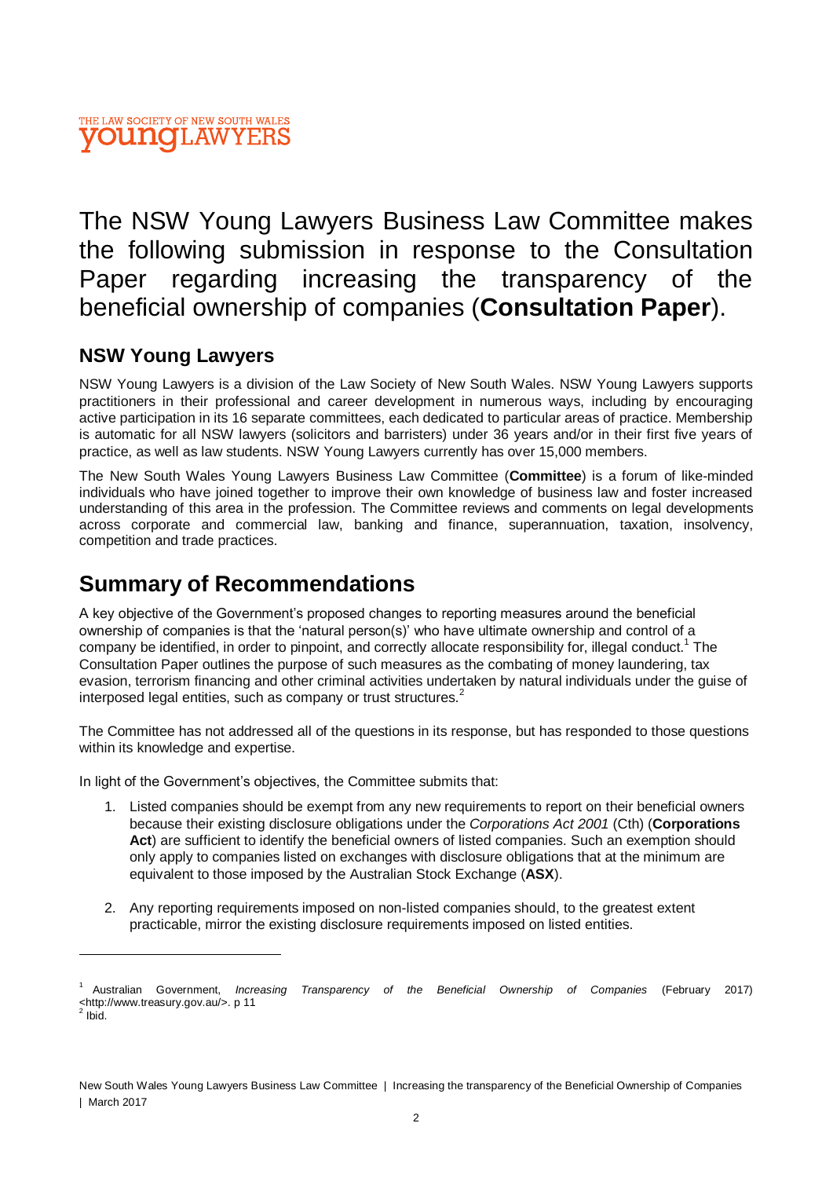THE LAW SOCIETY OF NEW SOUTH WALES
**youngLAWYERS**

# The NSW Young Lawyers Business Law Committee makes the following submission in response to the Consultation Paper regarding increasing the transparency of the beneficial ownership of companies (**Consultation Paper**).

### NSW Young Lawyers

NSW Young Lawyers is a division of the Law Society of New South Wales. NSW Young Lawyers supports practitioners in their professional and career development in numerous ways, including by encouraging active participation in its 16 separate committees, each dedicated to particular areas of practice. Membership is automatic for all NSW lawyers (solicitors and barristers) under 36 years and/or in their first five years of practice, as well as law students. NSW Young Lawyers currently has over 15,000 members.

The New South Wales Young Lawyers Business Law Committee (**Committee**) is a forum of like-minded individuals who have joined together to improve their own knowledge of business law and foster increased understanding of this area in the profession. The Committee reviews and comments on legal developments across corporate and commercial law, banking and finance, superannuation, taxation, insolvency, competition and trade practices.

## Summary of Recommendations

A key objective of the Government's proposed changes to reporting measures around the beneficial ownership of companies is that the 'natural person(s)' who have ultimate ownership and control of a company be identified, in order to pinpoint, and correctly allocate responsibility for, illegal conduct.[1] The Consultation Paper outlines the purpose of such measures as the combating of money laundering, tax evasion, terrorism financing and other criminal activities undertaken by natural individuals under the guise of interposed legal entities, such as company or trust structures.[2]

The Committee has not addressed all of the questions in its response, but has responded to those questions within its knowledge and expertise.

In light of the Government's objectives, the Committee submits that:

1. Listed companies should be exempt from any new requirements to report on their beneficial owners because their existing disclosure obligations under the *Corporations Act 2001* (Cth) (**Corporations Act**) are sufficient to identify the beneficial owners of listed companies. Such an exemption should only apply to companies listed on exchanges with disclosure obligations that at the minimum are equivalent to those imposed by the Australian Stock Exchange (**ASX**).

2. Any reporting requirements imposed on non-listed companies should, to the greatest extent practicable, mirror the existing disclosure requirements imposed on listed entities.

---

[1] Australian Government, *Increasing Transparency of the Beneficial Ownership of Companies* (February 2017) <http://www.treasury.gov.au/>. p 11

[2] Ibid.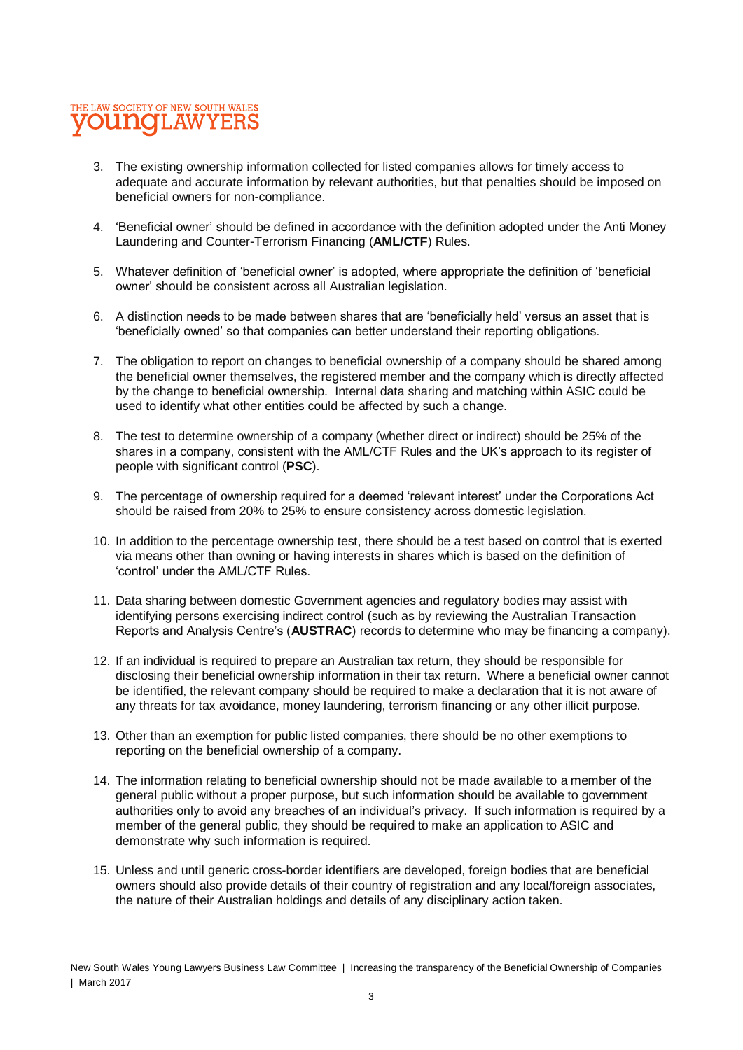3. The existing ownership information collected for listed companies allows for timely access to adequate and accurate information by relevant authorities, but that penalties should be imposed on beneficial owners for non-compliance.

4. 'Beneficial owner' should be defined in accordance with the definition adopted under the Anti Money Laundering and Counter-Terrorism Financing (**AML/CTF**) Rules.

5. Whatever definition of 'beneficial owner' is adopted, where appropriate the definition of 'beneficial owner' should be consistent across all Australian legislation.

6. A distinction needs to be made between shares that are 'beneficially held' versus an asset that is 'beneficially owned' so that companies can better understand their reporting obligations.

7. The obligation to report on changes to beneficial ownership of a company should be shared among the beneficial owner themselves, the registered member and the company which is directly affected by the change to beneficial ownership. Internal data sharing and matching within ASIC could be used to identify what other entities could be affected by such a change.

8. The test to determine ownership of a company (whether direct or indirect) should be 25% of the shares in a company, consistent with the AML/CTF Rules and the UK's approach to its register of people with significant control (**PSC**).

9. The percentage of ownership required for a deemed 'relevant interest' under the Corporations Act should be raised from 20% to 25% to ensure consistency across domestic legislation.

10. In addition to the percentage ownership test, there should be a test based on control that is exerted via means other than owning or having interests in shares which is based on the definition of 'control' under the AML/CTF Rules.

11. Data sharing between domestic Government agencies and regulatory bodies may assist with identifying persons exercising indirect control (such as by reviewing the Australian Transaction Reports and Analysis Centre's (**AUSTRAC**) records to determine who may be financing a company).

12. If an individual is required to prepare an Australian tax return, they should be responsible for disclosing their beneficial ownership information in their tax return. Where a beneficial owner cannot be identified, the relevant company should be required to make a declaration that it is not aware of any threats for tax avoidance, money laundering, terrorism financing or any other illicit purpose.

13. Other than an exemption for public listed companies, there should be no other exemptions to reporting on the beneficial ownership of a company.

14. The information relating to beneficial ownership should not be made available to a member of the general public without a proper purpose, but such information should be available to government authorities only to avoid any breaches of an individual's privacy. If such information is required by a member of the general public, they should be required to make an application to ASIC and demonstrate why such information is required.

15. Unless and until generic cross-border identifiers are developed, foreign bodies that are beneficial owners should also provide details of their country of registration and any local/foreign associates, the nature of their Australian holdings and details of any disciplinary action taken.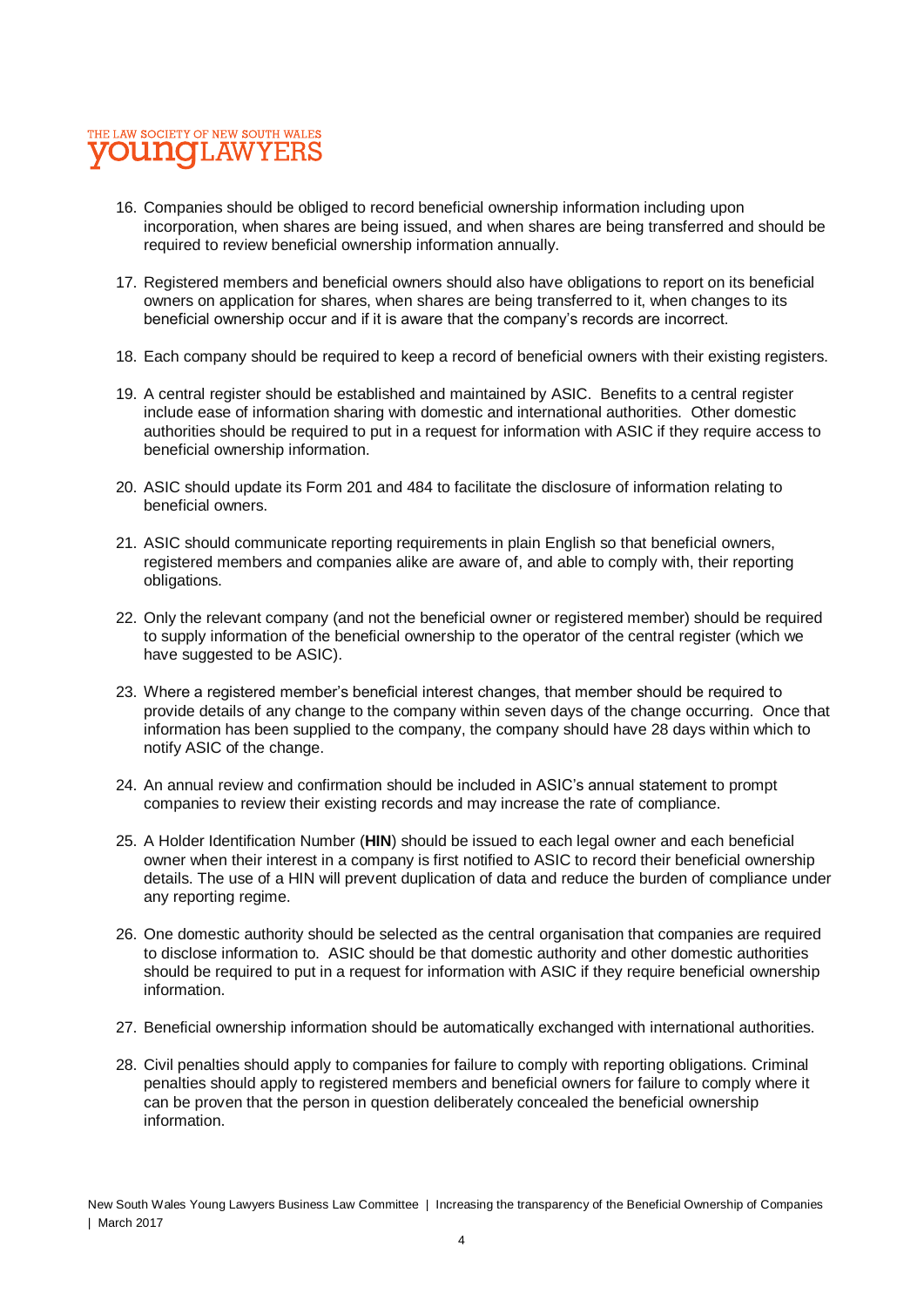16. Companies should be obliged to record beneficial ownership information including upon incorporation, when shares are being issued, and when shares are being transferred and should be required to review beneficial ownership information annually.

17. Registered members and beneficial owners should also have obligations to report on its beneficial owners on application for shares, when shares are being transferred to it, when changes to its beneficial ownership occur and if it is aware that the company's records are incorrect.

18. Each company should be required to keep a record of beneficial owners with their existing registers.

19. A central register should be established and maintained by ASIC. Benefits to a central register include ease of information sharing with domestic and international authorities. Other domestic authorities should be required to put in a request for information with ASIC if they require access to beneficial ownership information.

20. ASIC should update its Form 201 and 484 to facilitate the disclosure of information relating to beneficial owners.

21. ASIC should communicate reporting requirements in plain English so that beneficial owners, registered members and companies alike are aware of, and able to comply with, their reporting obligations.

22. Only the relevant company (and not the beneficial owner or registered member) should be required to supply information of the beneficial ownership to the operator of the central register (which we have suggested to be ASIC).

23. Where a registered member's beneficial interest changes, that member should be required to provide details of any change to the company within seven days of the change occurring. Once that information has been supplied to the company, the company should have 28 days within which to notify ASIC of the change.

24. An annual review and confirmation should be included in ASIC's annual statement to prompt companies to review their existing records and may increase the rate of compliance.

25. A Holder Identification Number (**HIN**) should be issued to each legal owner and each beneficial owner when their interest in a company is first notified to ASIC to record their beneficial ownership details. The use of a HIN will prevent duplication of data and reduce the burden of compliance under any reporting regime.

26. One domestic authority should be selected as the central organisation that companies are required to disclose information to. ASIC should be that domestic authority and other domestic authorities should be required to put in a request for information with ASIC if they require beneficial ownership information.

27. Beneficial ownership information should be automatically exchanged with international authorities.

28. Civil penalties should apply to companies for failure to comply with reporting obligations. Criminal penalties should apply to registered members and beneficial owners for failure to comply where it can be proven that the person in question deliberately concealed the beneficial ownership information.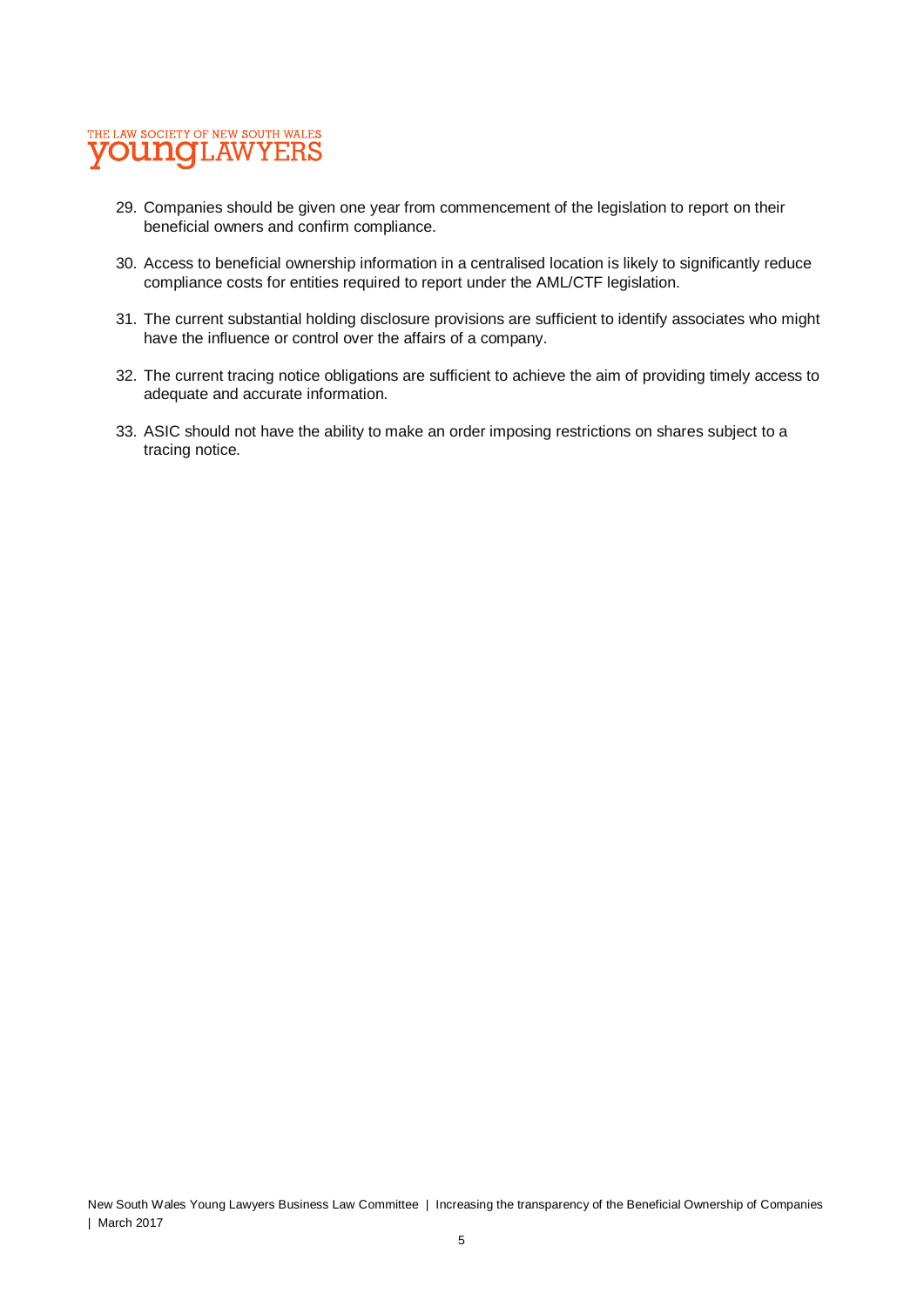29. Companies should be given one year from commencement of the legislation to report on their beneficial owners and confirm compliance.

30. Access to beneficial ownership information in a centralised location is likely to significantly reduce compliance costs for entities required to report under the AML/CTF legislation.

31. The current substantial holding disclosure provisions are sufficient to identify associates who might have the influence or control over the affairs of a company.

32. The current tracing notice obligations are sufficient to achieve the aim of providing timely access to adequate and accurate information.

33. ASIC should not have the ability to make an order imposing restrictions on shares subject to a tracing notice.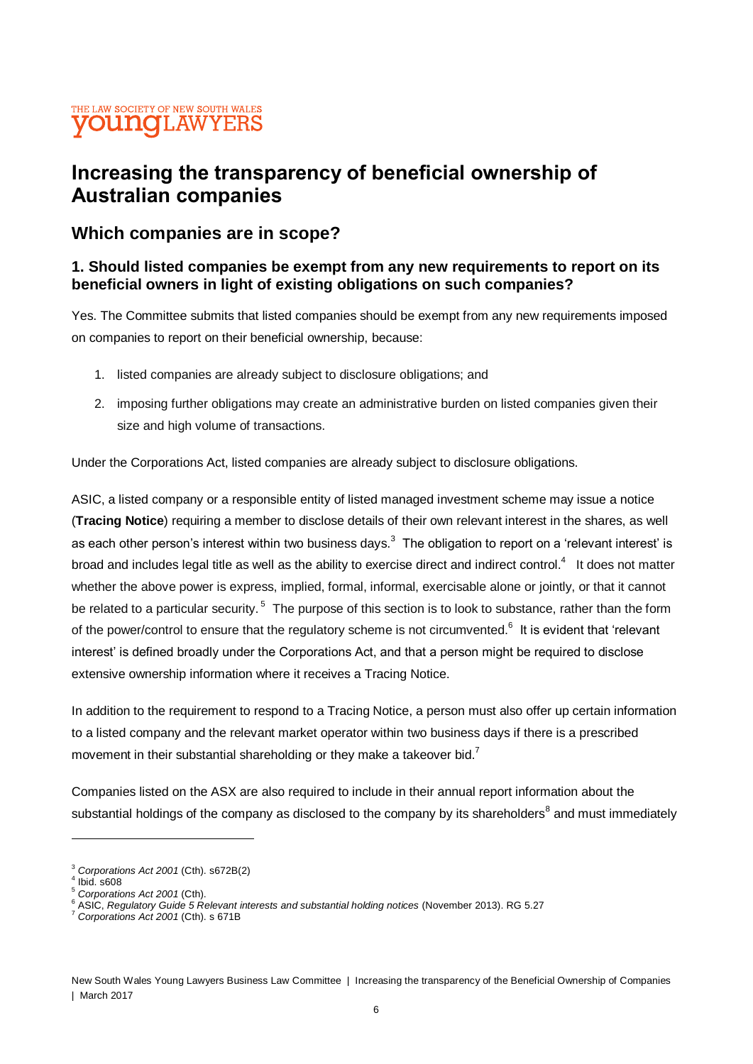# Increasing the transparency of beneficial ownership of Australian companies

## Which companies are in scope?

### 1. Should listed companies be exempt from any new requirements to report on its beneficial owners in light of existing obligations on such companies?

Yes. The Committee submits that listed companies should be exempt from any new requirements imposed on companies to report on their beneficial ownership, because:

1. listed companies are already subject to disclosure obligations; and
2. imposing further obligations may create an administrative burden on listed companies given their size and high volume of transactions.

Under the Corporations Act, listed companies are already subject to disclosure obligations.

ASIC, a listed company or a responsible entity of listed managed investment scheme may issue a notice (**Tracing Notice**) requiring a member to disclose details of their own relevant interest in the shares, as well as each other person's interest within two business days.[3] The obligation to report on a 'relevant interest' is broad and includes legal title as well as the ability to exercise direct and indirect control.[4] It does not matter whether the above power is express, implied, formal, informal, exercisable alone or jointly, or that it cannot be related to a particular security.[5] The purpose of this section is to look to substance, rather than the form of the power/control to ensure that the regulatory scheme is not circumvented.[6] It is evident that 'relevant interest' is defined broadly under the Corporations Act, and that a person might be required to disclose extensive ownership information where it receives a Tracing Notice.

In addition to the requirement to respond to a Tracing Notice, a person must also offer up certain information to a listed company and the relevant market operator within two business days if there is a prescribed movement in their substantial shareholding or they make a takeover bid.[7]

Companies listed on the ASX are also required to include in their annual report information about the substantial holdings of the company as disclosed to the company by its shareholders[8] and must immediately

---

[3] *Corporations Act 2001* (Cth). s672B(2)
[4] Ibid. s608
[5] *Corporations Act 2001* (Cth).
[6] ASIC, *Regulatory Guide 5 Relevant interests and substantial holding notices* (November 2013). RG 5.27
[7] *Corporations Act 2001* (Cth). s 671B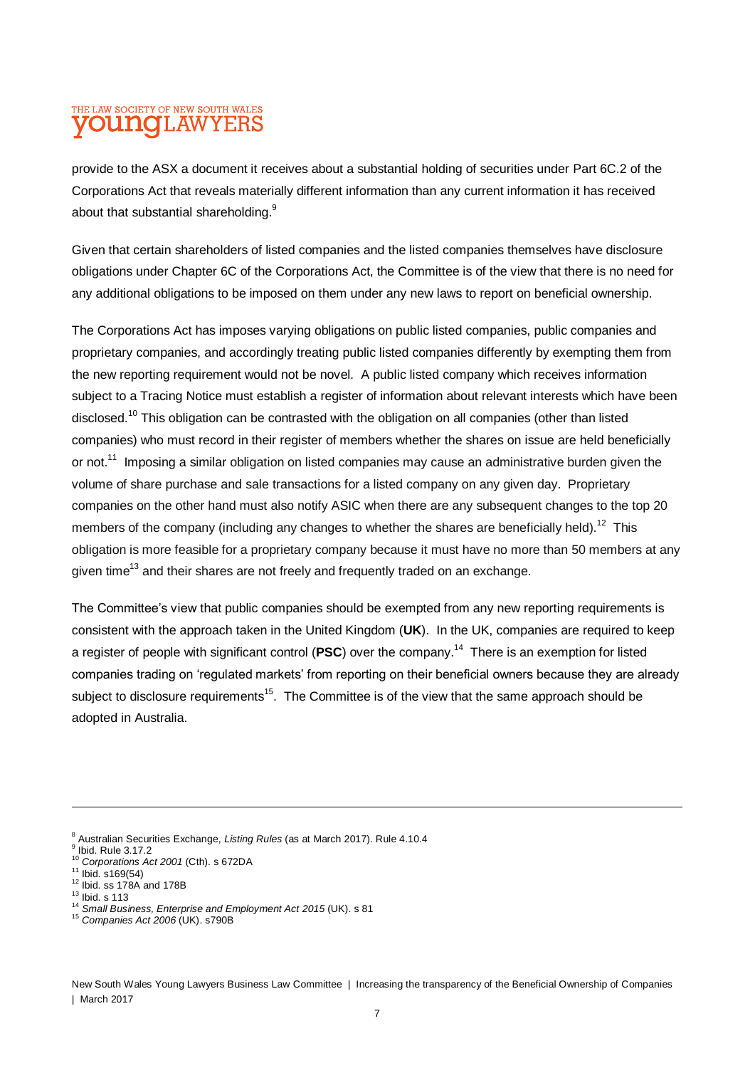provide to the ASX a document it receives about a substantial holding of securities under Part 6C.2 of the Corporations Act that reveals materially different information than any current information it has received about that substantial shareholding.[9]

Given that certain shareholders of listed companies and the listed companies themselves have disclosure obligations under Chapter 6C of the Corporations Act, the Committee is of the view that there is no need for any additional obligations to be imposed on them under any new laws to report on beneficial ownership.

The Corporations Act has imposes varying obligations on public listed companies, public companies and proprietary companies, and accordingly treating public listed companies differently by exempting them from the new reporting requirement would not be novel. A public listed company which receives information subject to a Tracing Notice must establish a register of information about relevant interests which have been disclosed.[10] This obligation can be contrasted with the obligation on all companies (other than listed companies) who must record in their register of members whether the shares on issue are held beneficially or not.[11] Imposing a similar obligation on listed companies may cause an administrative burden given the volume of share purchase and sale transactions for a listed company on any given day. Proprietary companies on the other hand must also notify ASIC when there are any subsequent changes to the top 20 members of the company (including any changes to whether the shares are beneficially held).[12] This obligation is more feasible for a proprietary company because it must have no more than 50 members at any given time[13] and their shares are not freely and frequently traded on an exchange.

The Committee's view that public companies should be exempted from any new reporting requirements is consistent with the approach taken in the United Kingdom (**UK**). In the UK, companies are required to keep a register of people with significant control (**PSC**) over the company.[14] There is an exemption for listed companies trading on 'regulated markets' from reporting on their beneficial owners because they are already subject to disclosure requirements[15]. The Committee is of the view that the same approach should be adopted in Australia.

---

[8] Australian Securities Exchange, *Listing Rules* (as at March 2017). Rule 4.10.4
[9] Ibid. Rule 3.17.2
[10] *Corporations Act 2001* (Cth). s 672DA
[11] Ibid. s169(54)
[12] Ibid. ss 178A and 178B
[13] Ibid. s 113
[14] *Small Business, Enterprise and Employment Act 2015* (UK). s 81
[15] *Companies Act 2006* (UK). s790B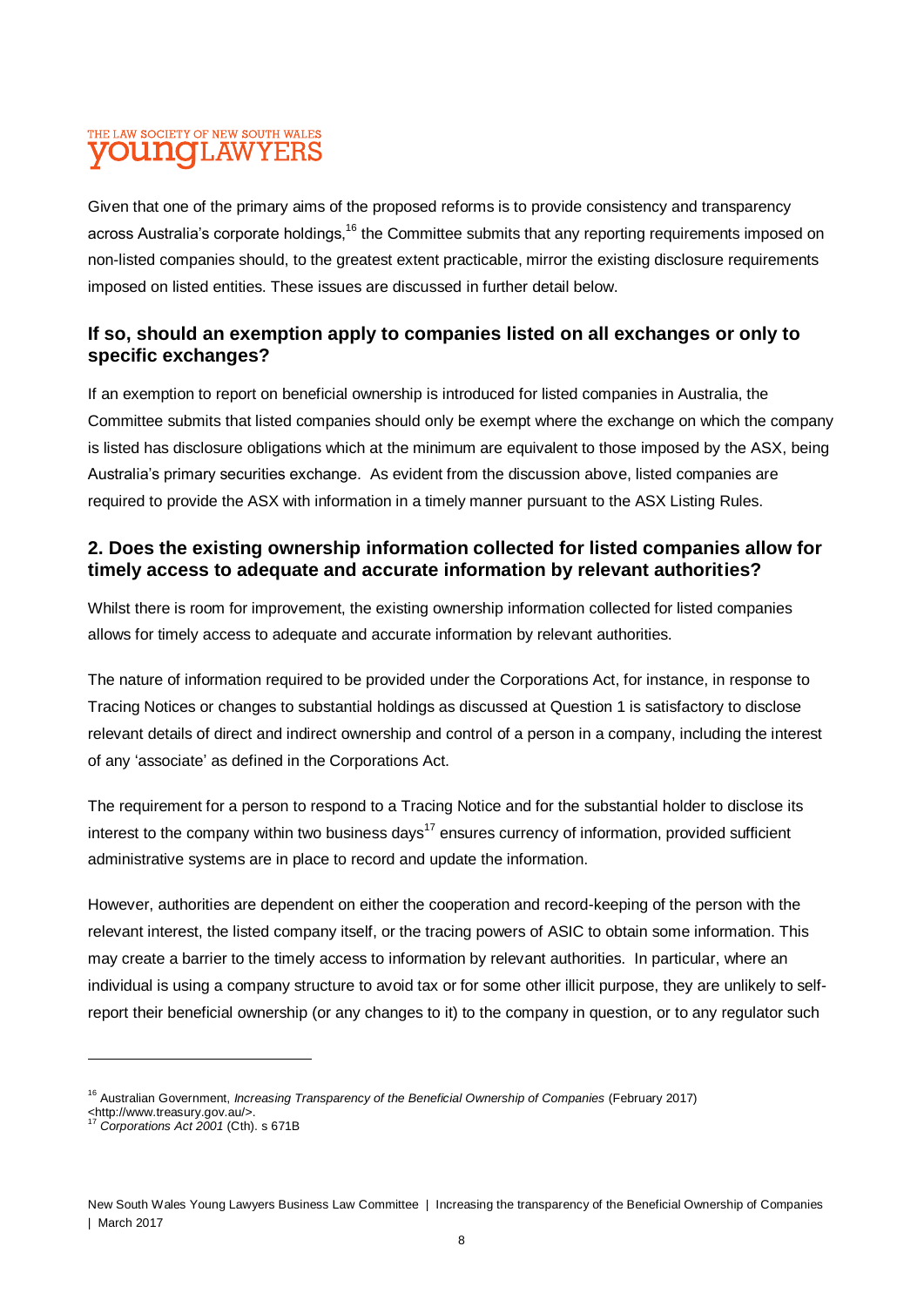Given that one of the primary aims of the proposed reforms is to provide consistency and transparency across Australia's corporate holdings,[16] the Committee submits that any reporting requirements imposed on non-listed companies should, to the greatest extent practicable, mirror the existing disclosure requirements imposed on listed entities. These issues are discussed in further detail below.

### If so, should an exemption apply to companies listed on all exchanges or only to specific exchanges?

If an exemption to report on beneficial ownership is introduced for listed companies in Australia, the Committee submits that listed companies should only be exempt where the exchange on which the company is listed has disclosure obligations which at the minimum are equivalent to those imposed by the ASX, being Australia's primary securities exchange. As evident from the discussion above, listed companies are required to provide the ASX with information in a timely manner pursuant to the ASX Listing Rules.

### 2. Does the existing ownership information collected for listed companies allow for timely access to adequate and accurate information by relevant authorities?

Whilst there is room for improvement, the existing ownership information collected for listed companies allows for timely access to adequate and accurate information by relevant authorities.

The nature of information required to be provided under the Corporations Act, for instance, in response to Tracing Notices or changes to substantial holdings as discussed at Question 1 is satisfactory to disclose relevant details of direct and indirect ownership and control of a person in a company, including the interest of any 'associate' as defined in the Corporations Act.

The requirement for a person to respond to a Tracing Notice and for the substantial holder to disclose its interest to the company within two business days[17] ensures currency of information, provided sufficient administrative systems are in place to record and update the information.

However, authorities are dependent on either the cooperation and record-keeping of the person with the relevant interest, the listed company itself, or the tracing powers of ASIC to obtain some information. This may create a barrier to the timely access to information by relevant authorities. In particular, where an individual is using a company structure to avoid tax or for some other illicit purpose, they are unlikely to self-report their beneficial ownership (or any changes to it) to the company in question, or to any regulator such

---

[16] Australian Government, *Increasing Transparency of the Beneficial Ownership of Companies* (February 2017) <http://www.treasury.gov.au/>.

[17] *Corporations Act 2001* (Cth). s 671B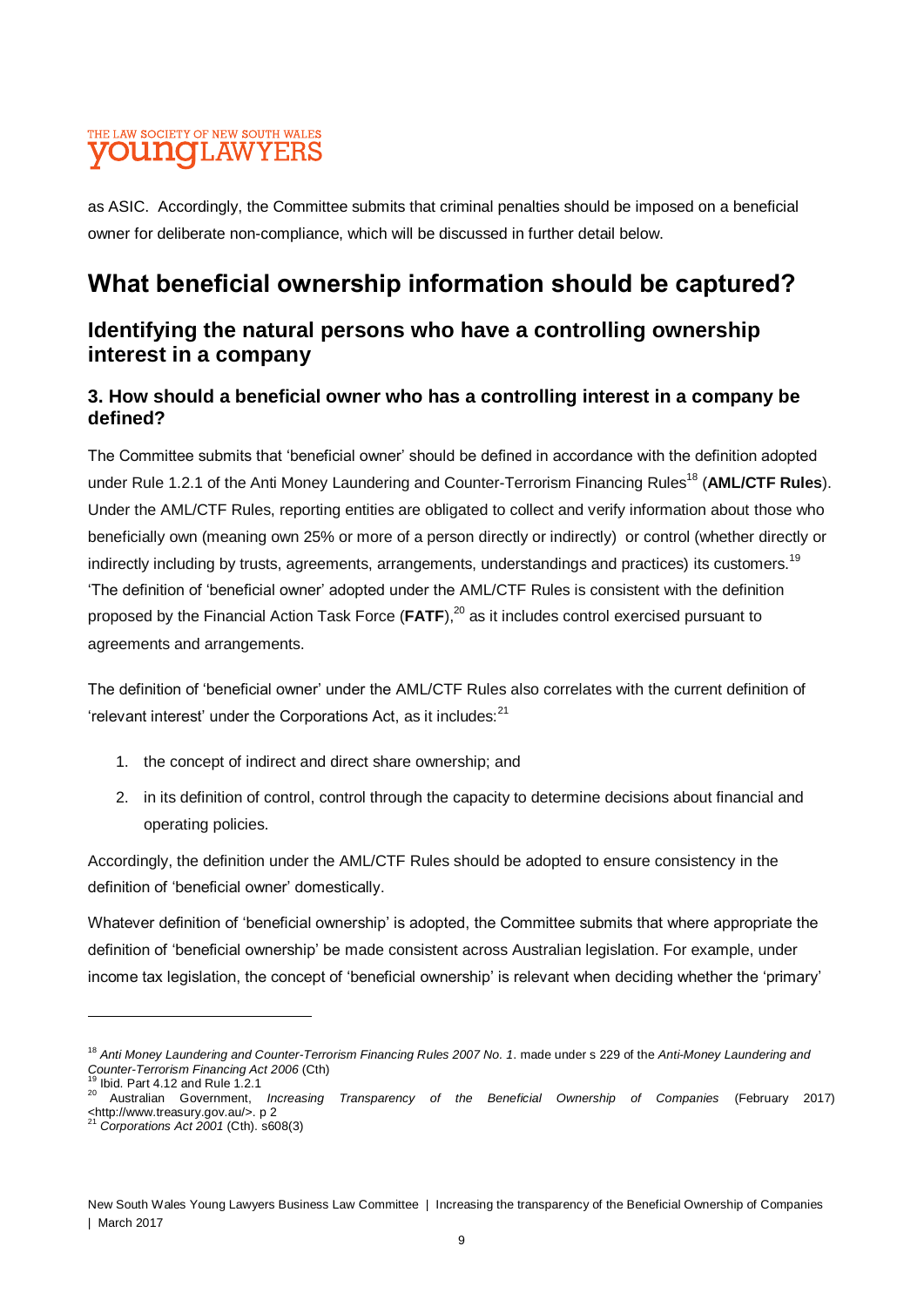as ASIC. Accordingly, the Committee submits that criminal penalties should be imposed on a beneficial owner for deliberate non-compliance, which will be discussed in further detail below.

# What beneficial ownership information should be captured?

## Identifying the natural persons who have a controlling ownership interest in a company

### 3. How should a beneficial owner who has a controlling interest in a company be defined?

The Committee submits that 'beneficial owner' should be defined in accordance with the definition adopted under Rule 1.2.1 of the Anti Money Laundering and Counter-Terrorism Financing Rules[18] (**AML/CTF Rules**). Under the AML/CTF Rules, reporting entities are obligated to collect and verify information about those who beneficially own (meaning own 25% or more of a person directly or indirectly) or control (whether directly or indirectly including by trusts, agreements, arrangements, understandings and practices) its customers.[19] 'The definition of 'beneficial owner' adopted under the AML/CTF Rules is consistent with the definition proposed by the Financial Action Task Force (**FATF**),[20] as it includes control exercised pursuant to agreements and arrangements.

The definition of 'beneficial owner' under the AML/CTF Rules also correlates with the current definition of 'relevant interest' under the Corporations Act, as it includes:[21]

1. the concept of indirect and direct share ownership; and
2. in its definition of control, control through the capacity to determine decisions about financial and operating policies.

Accordingly, the definition under the AML/CTF Rules should be adopted to ensure consistency in the definition of 'beneficial owner' domestically.

Whatever definition of 'beneficial ownership' is adopted, the Committee submits that where appropriate the definition of 'beneficial ownership' be made consistent across Australian legislation. For example, under income tax legislation, the concept of 'beneficial ownership' is relevant when deciding whether the 'primary'

---

[18] *Anti Money Laundering and Counter-Terrorism Financing Rules 2007 No. 1*. made under s 229 of the *Anti-Money Laundering and Counter-Terrorism Financing Act 2006* (Cth)

[19] Ibid. Part 4.12 and Rule 1.2.1

[20] Australian Government, *Increasing Transparency of the Beneficial Ownership of Companies* (February 2017) <http://www.treasury.gov.au/>. p 2

[21] *Corporations Act 2001* (Cth). s608(3)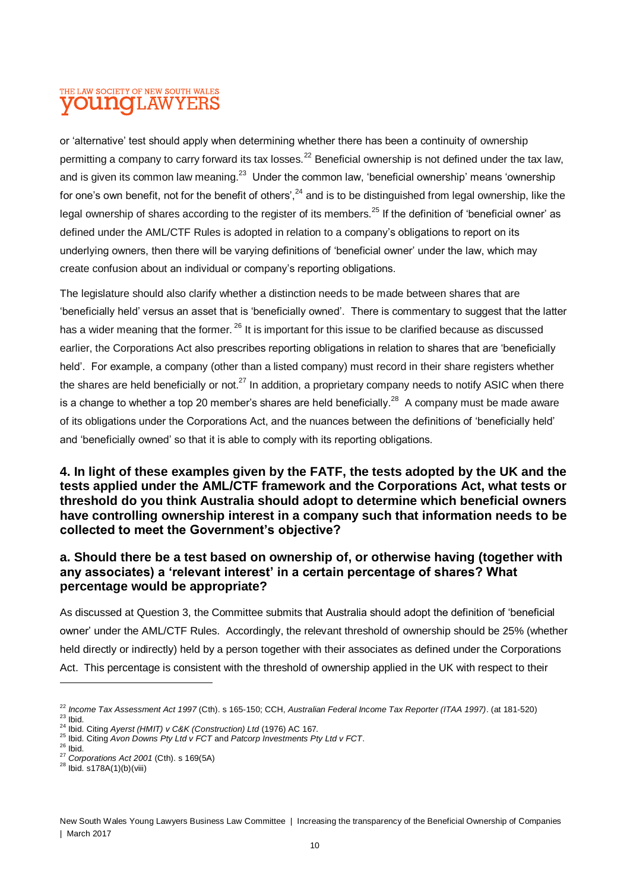or 'alternative' test should apply when determining whether there has been a continuity of ownership permitting a company to carry forward its tax losses.[22] Beneficial ownership is not defined under the tax law, and is given its common law meaning.[23] Under the common law, 'beneficial ownership' means 'ownership for one's own benefit, not for the benefit of others',[24] and is to be distinguished from legal ownership, like the legal ownership of shares according to the register of its members.[25] If the definition of 'beneficial owner' as defined under the AML/CTF Rules is adopted in relation to a company's obligations to report on its underlying owners, then there will be varying definitions of 'beneficial owner' under the law, which may create confusion about an individual or company's reporting obligations.

The legislature should also clarify whether a distinction needs to be made between shares that are 'beneficially held' versus an asset that is 'beneficially owned'. There is commentary to suggest that the latter has a wider meaning that the former.[26] It is important for this issue to be clarified because as discussed earlier, the Corporations Act also prescribes reporting obligations in relation to shares that are 'beneficially held'. For example, a company (other than a listed company) must record in their share registers whether the shares are held beneficially or not.[27] In addition, a proprietary company needs to notify ASIC when there is a change to whether a top 20 member's shares are held beneficially.[28] A company must be made aware of its obligations under the Corporations Act, and the nuances between the definitions of 'beneficially held' and 'beneficially owned' so that it is able to comply with its reporting obligations.

### 4. In light of these examples given by the FATF, the tests adopted by the UK and the tests applied under the AML/CTF framework and the Corporations Act, what tests or threshold do you think Australia should adopt to determine which beneficial owners have controlling ownership interest in a company such that information needs to be collected to meet the Government's objective?

#### a. Should there be a test based on ownership of, or otherwise having (together with any associates) a 'relevant interest' in a certain percentage of shares? What percentage would be appropriate?

As discussed at Question 3, the Committee submits that Australia should adopt the definition of 'beneficial owner' under the AML/CTF Rules. Accordingly, the relevant threshold of ownership should be 25% (whether held directly or indirectly) held by a person together with their associates as defined under the Corporations Act. This percentage is consistent with the threshold of ownership applied in the UK with respect to their

---

[22] *Income Tax Assessment Act 1997* (Cth). s 165-150; CCH, *Australian Federal Income Tax Reporter (ITAA 1997)*. (at 181-520)
[23] Ibid.
[24] Ibid. Citing *Ayerst (HMIT) v C&K (Construction) Ltd* (1976) AC 167.
[25] Ibid. Citing *Avon Downs Pty Ltd v FCT* and *Patcorp Investments Pty Ltd v FCT*.
[26] Ibid.
[27] *Corporations Act 2001* (Cth). s 169(5A)
[28] Ibid. s178A(1)(b)(viii)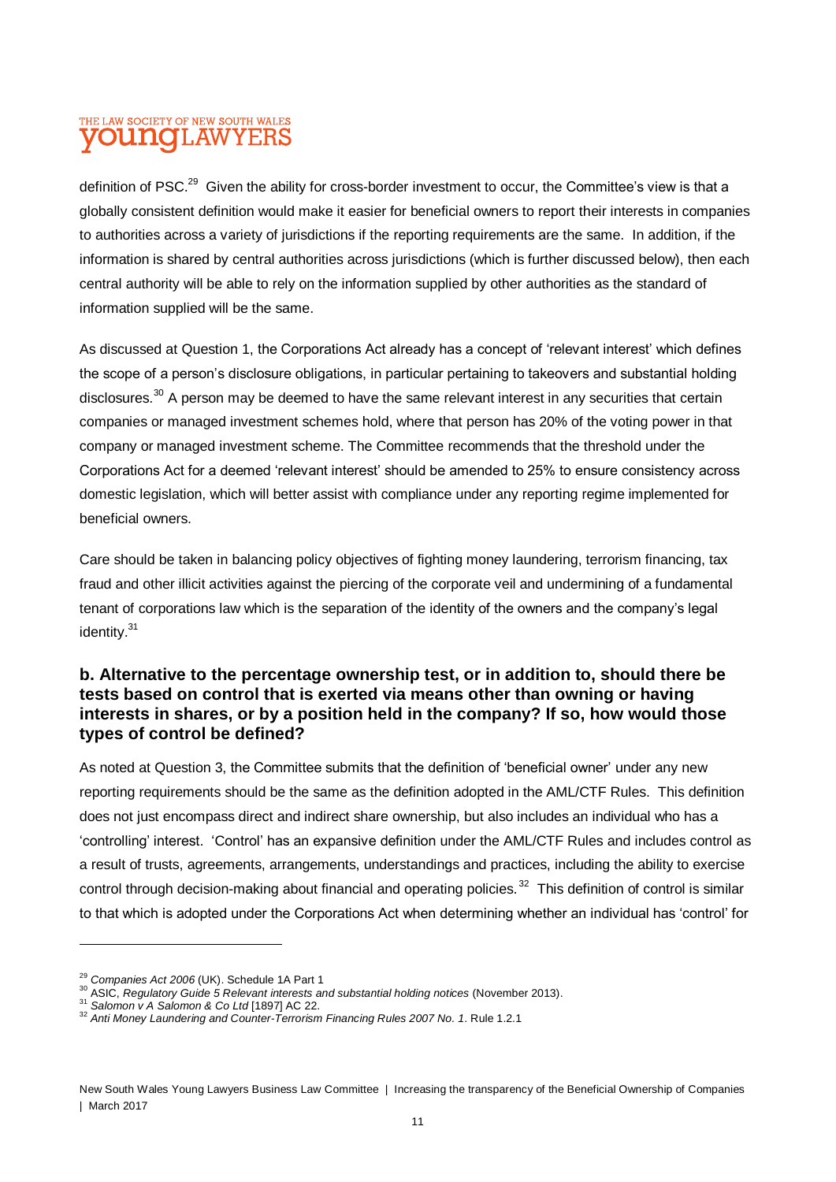definition of PSC.[29] Given the ability for cross-border investment to occur, the Committee's view is that a globally consistent definition would make it easier for beneficial owners to report their interests in companies to authorities across a variety of jurisdictions if the reporting requirements are the same. In addition, if the information is shared by central authorities across jurisdictions (which is further discussed below), then each central authority will be able to rely on the information supplied by other authorities as the standard of information supplied will be the same.

As discussed at Question 1, the Corporations Act already has a concept of 'relevant interest' which defines the scope of a person's disclosure obligations, in particular pertaining to takeovers and substantial holding disclosures.[30] A person may be deemed to have the same relevant interest in any securities that certain companies or managed investment schemes hold, where that person has 20% of the voting power in that company or managed investment scheme. The Committee recommends that the threshold under the Corporations Act for a deemed 'relevant interest' should be amended to 25% to ensure consistency across domestic legislation, which will better assist with compliance under any reporting regime implemented for beneficial owners.

Care should be taken in balancing policy objectives of fighting money laundering, terrorism financing, tax fraud and other illicit activities against the piercing of the corporate veil and undermining of a fundamental tenant of corporations law which is the separation of the identity of the owners and the company's legal identity.[31]

### b. Alternative to the percentage ownership test, or in addition to, should there be tests based on control that is exerted via means other than owning or having interests in shares, or by a position held in the company? If so, how would those types of control be defined?

As noted at Question 3, the Committee submits that the definition of 'beneficial owner' under any new reporting requirements should be the same as the definition adopted in the AML/CTF Rules. This definition does not just encompass direct and indirect share ownership, but also includes an individual who has a 'controlling' interest. 'Control' has an expansive definition under the AML/CTF Rules and includes control as a result of trusts, agreements, arrangements, understandings and practices, including the ability to exercise control through decision-making about financial and operating policies.[32] This definition of control is similar to that which is adopted under the Corporations Act when determining whether an individual has 'control' for

---

[29] *Companies Act 2006* (UK). Schedule 1A Part 1

[30] ASIC, *Regulatory Guide 5 Relevant interests and substantial holding notices* (November 2013).

[31] *Salomon v A Salomon & Co Ltd* [1897] AC 22.

[32] *Anti Money Laundering and Counter-Terrorism Financing Rules 2007 No. 1*. Rule 1.2.1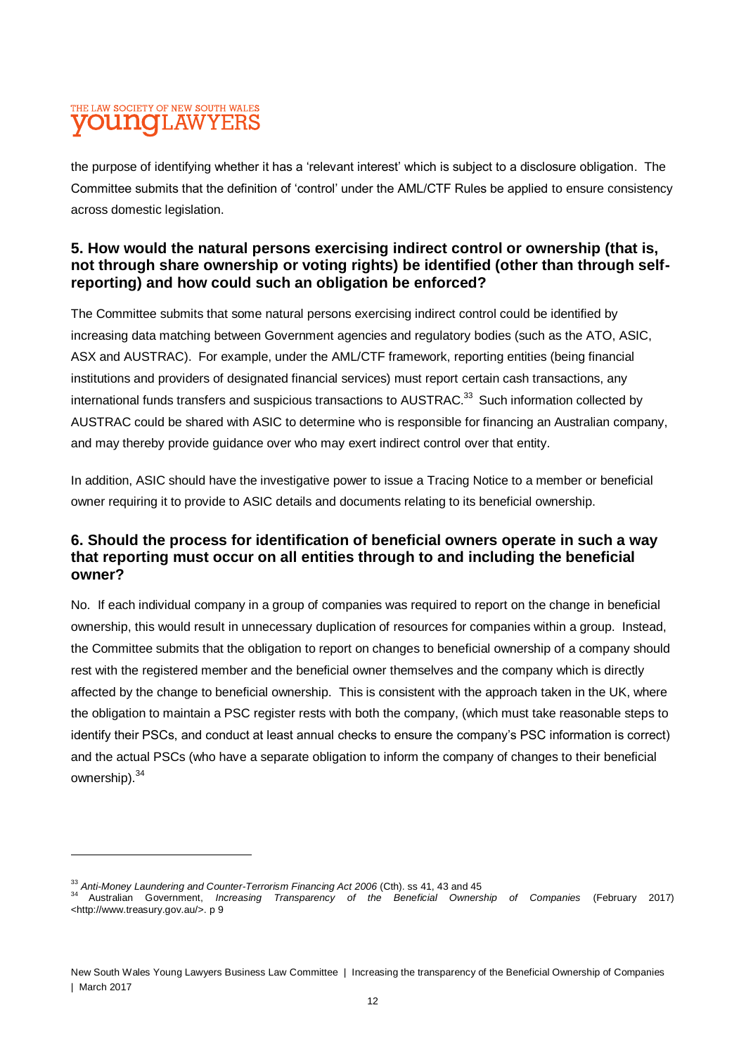the purpose of identifying whether it has a 'relevant interest' which is subject to a disclosure obligation. The Committee submits that the definition of 'control' under the AML/CTF Rules be applied to ensure consistency across domestic legislation.

## 5. How would the natural persons exercising indirect control or ownership (that is, not through share ownership or voting rights) be identified (other than through self-reporting) and how could such an obligation be enforced?

The Committee submits that some natural persons exercising indirect control could be identified by increasing data matching between Government agencies and regulatory bodies (such as the ATO, ASIC, ASX and AUSTRAC). For example, under the AML/CTF framework, reporting entities (being financial institutions and providers of designated financial services) must report certain cash transactions, any international funds transfers and suspicious transactions to AUSTRAC.[33] Such information collected by AUSTRAC could be shared with ASIC to determine who is responsible for financing an Australian company, and may thereby provide guidance over who may exert indirect control over that entity.

In addition, ASIC should have the investigative power to issue a Tracing Notice to a member or beneficial owner requiring it to provide to ASIC details and documents relating to its beneficial ownership.

## 6. Should the process for identification of beneficial owners operate in such a way that reporting must occur on all entities through to and including the beneficial owner?

No. If each individual company in a group of companies was required to report on the change in beneficial ownership, this would result in unnecessary duplication of resources for companies within a group. Instead, the Committee submits that the obligation to report on changes to beneficial ownership of a company should rest with the registered member and the beneficial owner themselves and the company which is directly affected by the change to beneficial ownership. This is consistent with the approach taken in the UK, where the obligation to maintain a PSC register rests with both the company, (which must take reasonable steps to identify their PSCs, and conduct at least annual checks to ensure the company's PSC information is correct) and the actual PSCs (who have a separate obligation to inform the company of changes to their beneficial ownership).[34]

---

[33] *Anti-Money Laundering and Counter-Terrorism Financing Act 2006* (Cth). ss 41, 43 and 45

[34] Australian Government, *Increasing Transparency of the Beneficial Ownership of Companies* (February 2017) <http://www.treasury.gov.au/>. p 9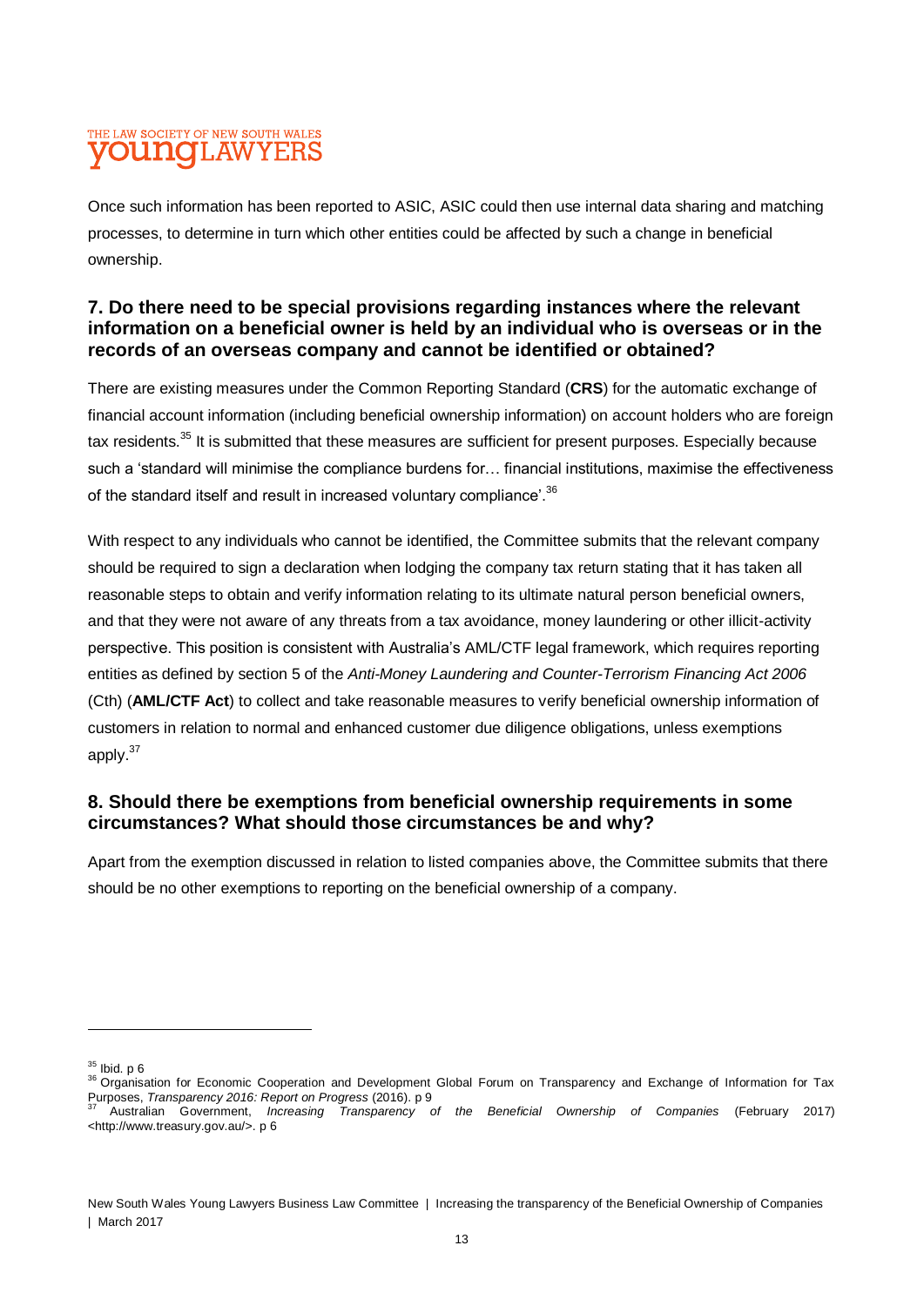Once such information has been reported to ASIC, ASIC could then use internal data sharing and matching processes, to determine in turn which other entities could be affected by such a change in beneficial ownership.

## 7. Do there need to be special provisions regarding instances where the relevant information on a beneficial owner is held by an individual who is overseas or in the records of an overseas company and cannot be identified or obtained?

There are existing measures under the Common Reporting Standard (**CRS**) for the automatic exchange of financial account information (including beneficial ownership information) on account holders who are foreign tax residents.[35] It is submitted that these measures are sufficient for present purposes. Especially because such a 'standard will minimise the compliance burdens for… financial institutions, maximise the effectiveness of the standard itself and result in increased voluntary compliance'.[36]

With respect to any individuals who cannot be identified, the Committee submits that the relevant company should be required to sign a declaration when lodging the company tax return stating that it has taken all reasonable steps to obtain and verify information relating to its ultimate natural person beneficial owners, and that they were not aware of any threats from a tax avoidance, money laundering or other illicit-activity perspective. This position is consistent with Australia's AML/CTF legal framework, which requires reporting entities as defined by section 5 of the *Anti-Money Laundering and Counter-Terrorism Financing Act 2006* (Cth) (**AML/CTF Act**) to collect and take reasonable measures to verify beneficial ownership information of customers in relation to normal and enhanced customer due diligence obligations, unless exemptions apply.[37]

## 8. Should there be exemptions from beneficial ownership requirements in some circumstances? What should those circumstances be and why?

Apart from the exemption discussed in relation to listed companies above, the Committee submits that there should be no other exemptions to reporting on the beneficial ownership of a company.

---

[35] Ibid. p 6

[36] Organisation for Economic Cooperation and Development Global Forum on Transparency and Exchange of Information for Tax Purposes, *Transparency 2016: Report on Progress* (2016). p 9

[37] Australian Government, *Increasing Transparency of the Beneficial Ownership of Companies* (February 2017) <http://www.treasury.gov.au/>. p 6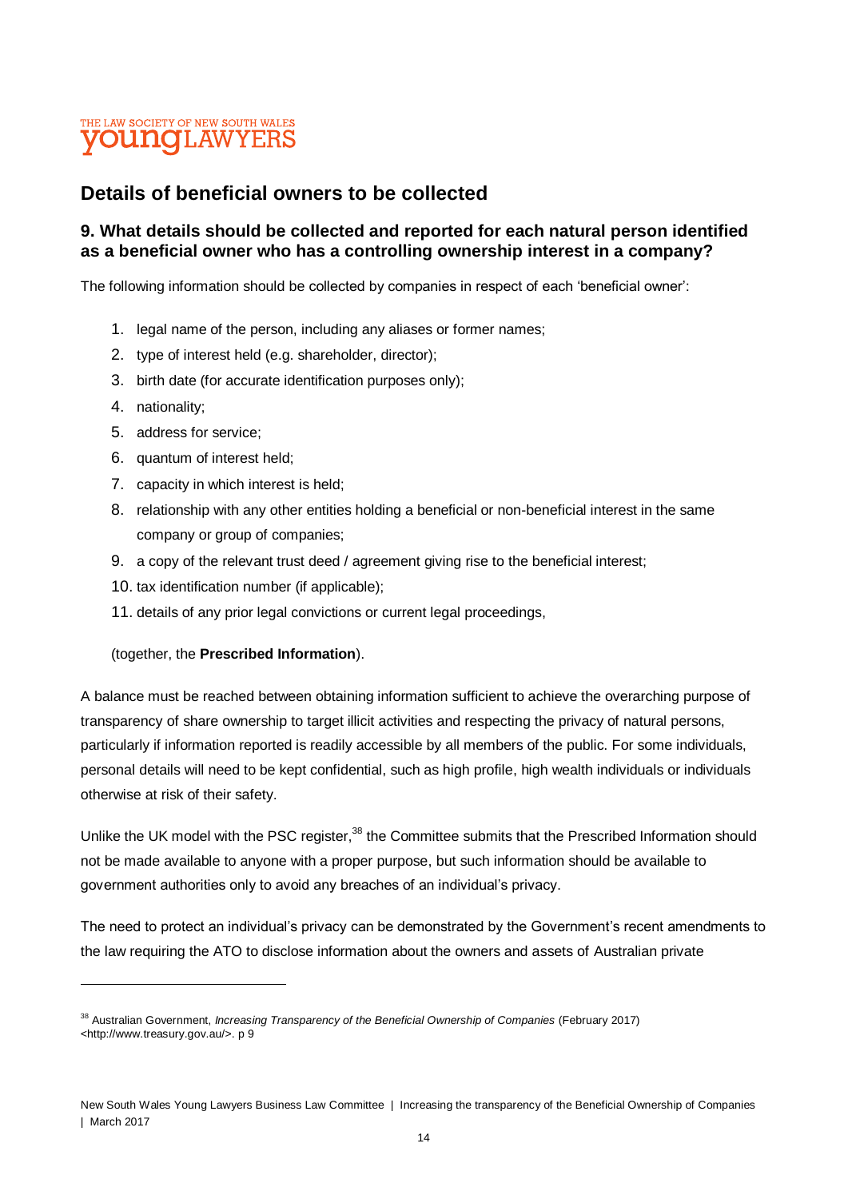## Details of beneficial owners to be collected

### 9. What details should be collected and reported for each natural person identified as a beneficial owner who has a controlling ownership interest in a company?

The following information should be collected by companies in respect of each 'beneficial owner':

1. legal name of the person, including any aliases or former names;
2. type of interest held (e.g. shareholder, director);
3. birth date (for accurate identification purposes only);
4. nationality;
5. address for service;
6. quantum of interest held;
7. capacity in which interest is held;
8. relationship with any other entities holding a beneficial or non-beneficial interest in the same company or group of companies;
9. a copy of the relevant trust deed / agreement giving rise to the beneficial interest;
10. tax identification number (if applicable);
11. details of any prior legal convictions or current legal proceedings,

(together, the **Prescribed Information**).

A balance must be reached between obtaining information sufficient to achieve the overarching purpose of transparency of share ownership to target illicit activities and respecting the privacy of natural persons, particularly if information reported is readily accessible by all members of the public. For some individuals, personal details will need to be kept confidential, such as high profile, high wealth individuals or individuals otherwise at risk of their safety.

Unlike the UK model with the PSC register,[38] the Committee submits that the Prescribed Information should not be made available to anyone with a proper purpose, but such information should be available to government authorities only to avoid any breaches of an individual's privacy.

The need to protect an individual's privacy can be demonstrated by the Government's recent amendments to the law requiring the ATO to disclose information about the owners and assets of Australian private

[38] Australian Government, *Increasing Transparency of the Beneficial Ownership of Companies* (February 2017) <http://www.treasury.gov.au/>. p 9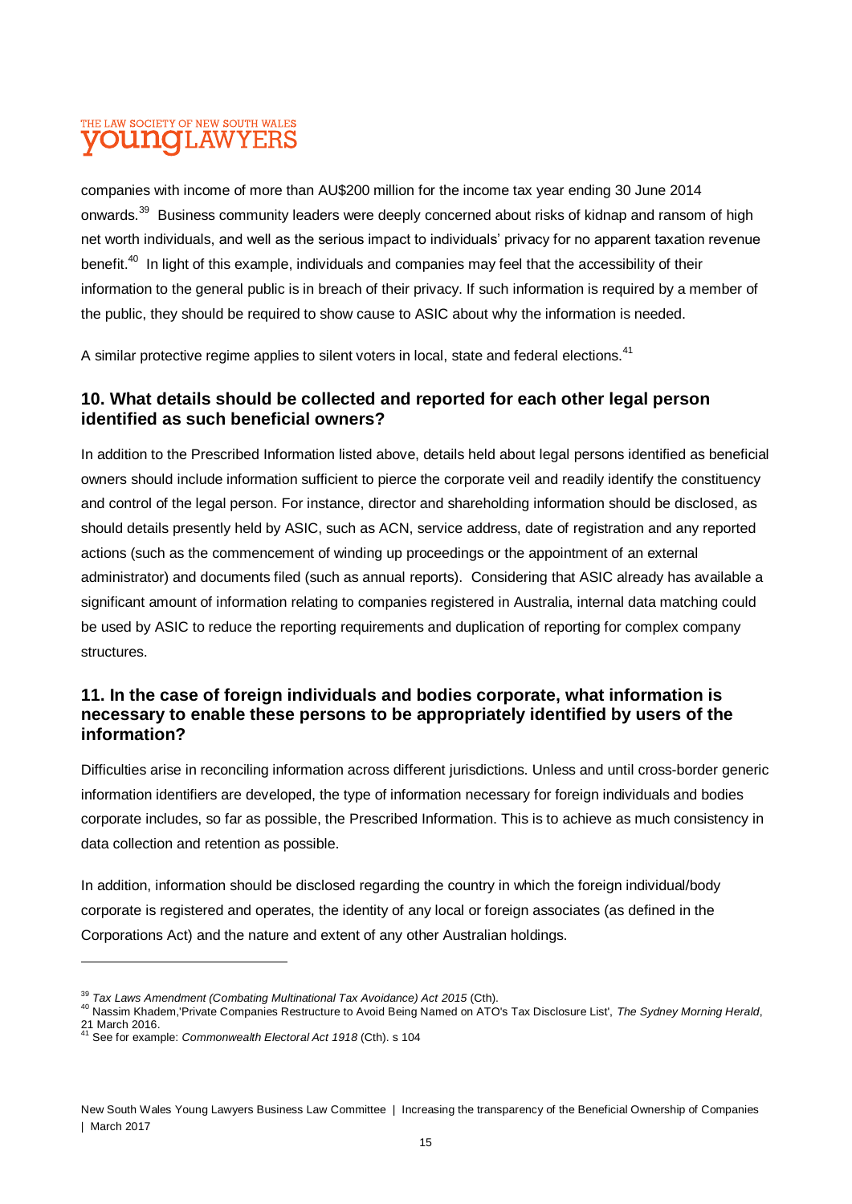companies with income of more than AU$200 million for the income tax year ending 30 June 2014 onwards.[39] Business community leaders were deeply concerned about risks of kidnap and ransom of high net worth individuals, and well as the serious impact to individuals' privacy for no apparent taxation revenue benefit.[40] In light of this example, individuals and companies may feel that the accessibility of their information to the general public is in breach of their privacy. If such information is required by a member of the public, they should be required to show cause to ASIC about why the information is needed.

A similar protective regime applies to silent voters in local, state and federal elections.[41]

### 10. What details should be collected and reported for each other legal person identified as such beneficial owners?

In addition to the Prescribed Information listed above, details held about legal persons identified as beneficial owners should include information sufficient to pierce the corporate veil and readily identify the constituency and control of the legal person. For instance, director and shareholding information should be disclosed, as should details presently held by ASIC, such as ACN, service address, date of registration and any reported actions (such as the commencement of winding up proceedings or the appointment of an external administrator) and documents filed (such as annual reports). Considering that ASIC already has available a significant amount of information relating to companies registered in Australia, internal data matching could be used by ASIC to reduce the reporting requirements and duplication of reporting for complex company structures.

### 11. In the case of foreign individuals and bodies corporate, what information is necessary to enable these persons to be appropriately identified by users of the information?

Difficulties arise in reconciling information across different jurisdictions. Unless and until cross-border generic information identifiers are developed, the type of information necessary for foreign individuals and bodies corporate includes, so far as possible, the Prescribed Information. This is to achieve as much consistency in data collection and retention as possible.

In addition, information should be disclosed regarding the country in which the foreign individual/body corporate is registered and operates, the identity of any local or foreign associates (as defined in the Corporations Act) and the nature and extent of any other Australian holdings.

---

[39] *Tax Laws Amendment (Combating Multinational Tax Avoidance) Act 2015* (Cth).

[40] Nassim Khadem,'Private Companies Restructure to Avoid Being Named on ATO's Tax Disclosure List', *The Sydney Morning Herald*, 21 March 2016.

[41] See for example: *Commonwealth Electoral Act 1918* (Cth). s 104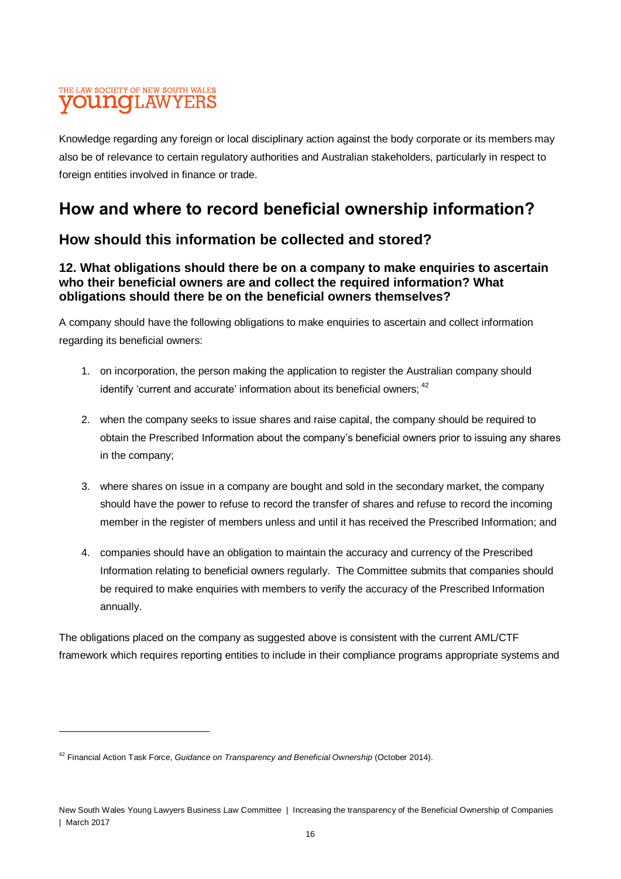Knowledge regarding any foreign or local disciplinary action against the body corporate or its members may also be of relevance to certain regulatory authorities and Australian stakeholders, particularly in respect to foreign entities involved in finance or trade.

# How and where to record beneficial ownership information?

## How should this information be collected and stored?

### 12. What obligations should there be on a company to make enquiries to ascertain who their beneficial owners are and collect the required information? What obligations should there be on the beneficial owners themselves?

A company should have the following obligations to make enquiries to ascertain and collect information regarding its beneficial owners:

1. on incorporation, the person making the application to register the Australian company should identify 'current and accurate' information about its beneficial owners; [42]

2. when the company seeks to issue shares and raise capital, the company should be required to obtain the Prescribed Information about the company's beneficial owners prior to issuing any shares in the company;

3. where shares on issue in a company are bought and sold in the secondary market, the company should have the power to refuse to record the transfer of shares and refuse to record the incoming member in the register of members unless and until it has received the Prescribed Information; and

4. companies should have an obligation to maintain the accuracy and currency of the Prescribed Information relating to beneficial owners regularly. The Committee submits that companies should be required to make enquiries with members to verify the accuracy of the Prescribed Information annually.

The obligations placed on the company as suggested above is consistent with the current AML/CTF framework which requires reporting entities to include in their compliance programs appropriate systems and

[42] Financial Action Task Force, *Guidance on Transparency and Beneficial Ownership* (October 2014).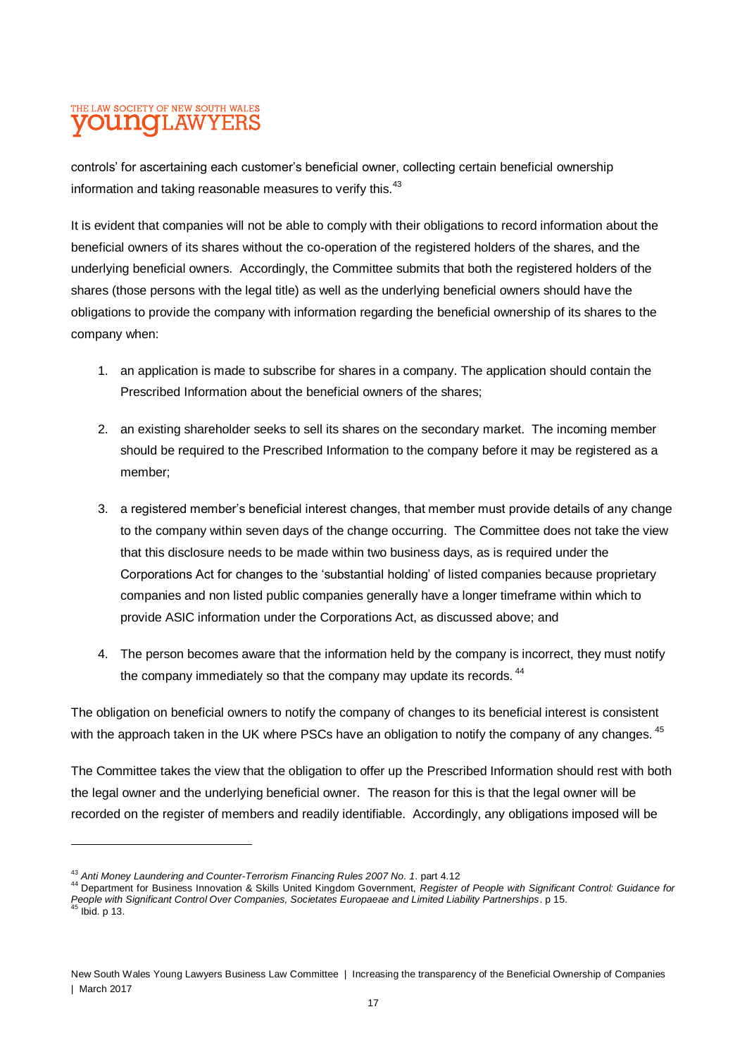controls' for ascertaining each customer's beneficial owner, collecting certain beneficial ownership information and taking reasonable measures to verify this.[43]

It is evident that companies will not be able to comply with their obligations to record information about the beneficial owners of its shares without the co-operation of the registered holders of the shares, and the underlying beneficial owners. Accordingly, the Committee submits that both the registered holders of the shares (those persons with the legal title) as well as the underlying beneficial owners should have the obligations to provide the company with information regarding the beneficial ownership of its shares to the company when:

1. an application is made to subscribe for shares in a company. The application should contain the Prescribed Information about the beneficial owners of the shares;
2. an existing shareholder seeks to sell its shares on the secondary market. The incoming member should be required to the Prescribed Information to the company before it may be registered as a member;
3. a registered member's beneficial interest changes, that member must provide details of any change to the company within seven days of the change occurring. The Committee does not take the view that this disclosure needs to be made within two business days, as is required under the Corporations Act for changes to the 'substantial holding' of listed companies because proprietary companies and non listed public companies generally have a longer timeframe within which to provide ASIC information under the Corporations Act, as discussed above; and
4. The person becomes aware that the information held by the company is incorrect, they must notify the company immediately so that the company may update its records.[44]

The obligation on beneficial owners to notify the company of changes to its beneficial interest is consistent with the approach taken in the UK where PSCs have an obligation to notify the company of any changes.[45]

The Committee takes the view that the obligation to offer up the Prescribed Information should rest with both the legal owner and the underlying beneficial owner. The reason for this is that the legal owner will be recorded on the register of members and readily identifiable. Accordingly, any obligations imposed will be

---

[43] *Anti Money Laundering and Counter-Terrorism Financing Rules 2007 No. 1*. part 4.12

[44] Department for Business Innovation & Skills United Kingdom Government, *Register of People with Significant Control: Guidance for People with Significant Control Over Companies, Societates Europaeae and Limited Liability Partnerships*. p 15.

[45] Ibid. p 13.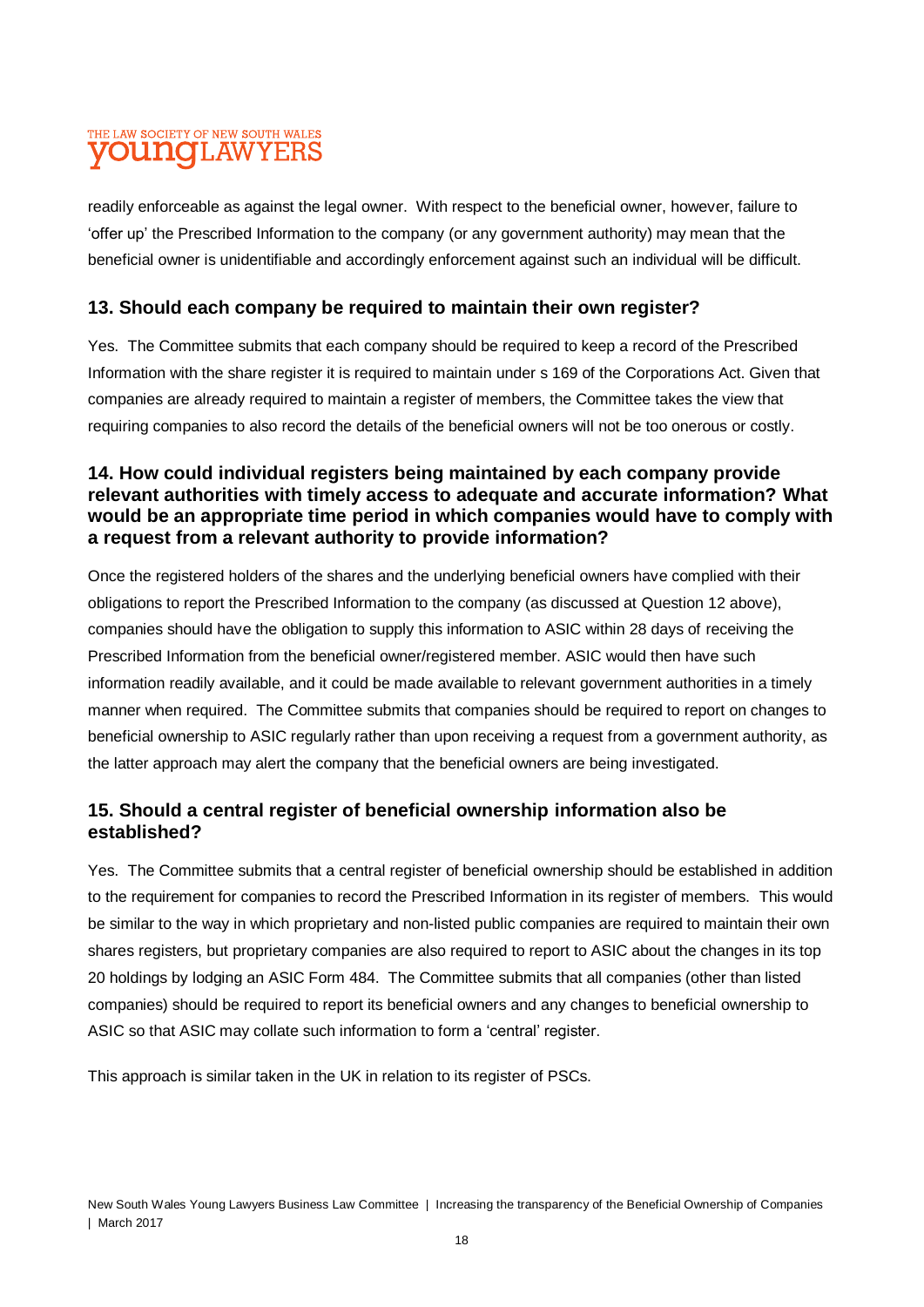readily enforceable as against the legal owner. With respect to the beneficial owner, however, failure to 'offer up' the Prescribed Information to the company (or any government authority) may mean that the beneficial owner is unidentifiable and accordingly enforcement against such an individual will be difficult.

## 13. Should each company be required to maintain their own register?

Yes. The Committee submits that each company should be required to keep a record of the Prescribed Information with the share register it is required to maintain under s 169 of the Corporations Act. Given that companies are already required to maintain a register of members, the Committee takes the view that requiring companies to also record the details of the beneficial owners will not be too onerous or costly.

## 14. How could individual registers being maintained by each company provide relevant authorities with timely access to adequate and accurate information? What would be an appropriate time period in which companies would have to comply with a request from a relevant authority to provide information?

Once the registered holders of the shares and the underlying beneficial owners have complied with their obligations to report the Prescribed Information to the company (as discussed at Question 12 above), companies should have the obligation to supply this information to ASIC within 28 days of receiving the Prescribed Information from the beneficial owner/registered member. ASIC would then have such information readily available, and it could be made available to relevant government authorities in a timely manner when required. The Committee submits that companies should be required to report on changes to beneficial ownership to ASIC regularly rather than upon receiving a request from a government authority, as the latter approach may alert the company that the beneficial owners are being investigated.

## 15. Should a central register of beneficial ownership information also be established?

Yes. The Committee submits that a central register of beneficial ownership should be established in addition to the requirement for companies to record the Prescribed Information in its register of members. This would be similar to the way in which proprietary and non-listed public companies are required to maintain their own shares registers, but proprietary companies are also required to report to ASIC about the changes in its top 20 holdings by lodging an ASIC Form 484. The Committee submits that all companies (other than listed companies) should be required to report its beneficial owners and any changes to beneficial ownership to ASIC so that ASIC may collate such information to form a 'central' register.

This approach is similar taken in the UK in relation to its register of PSCs.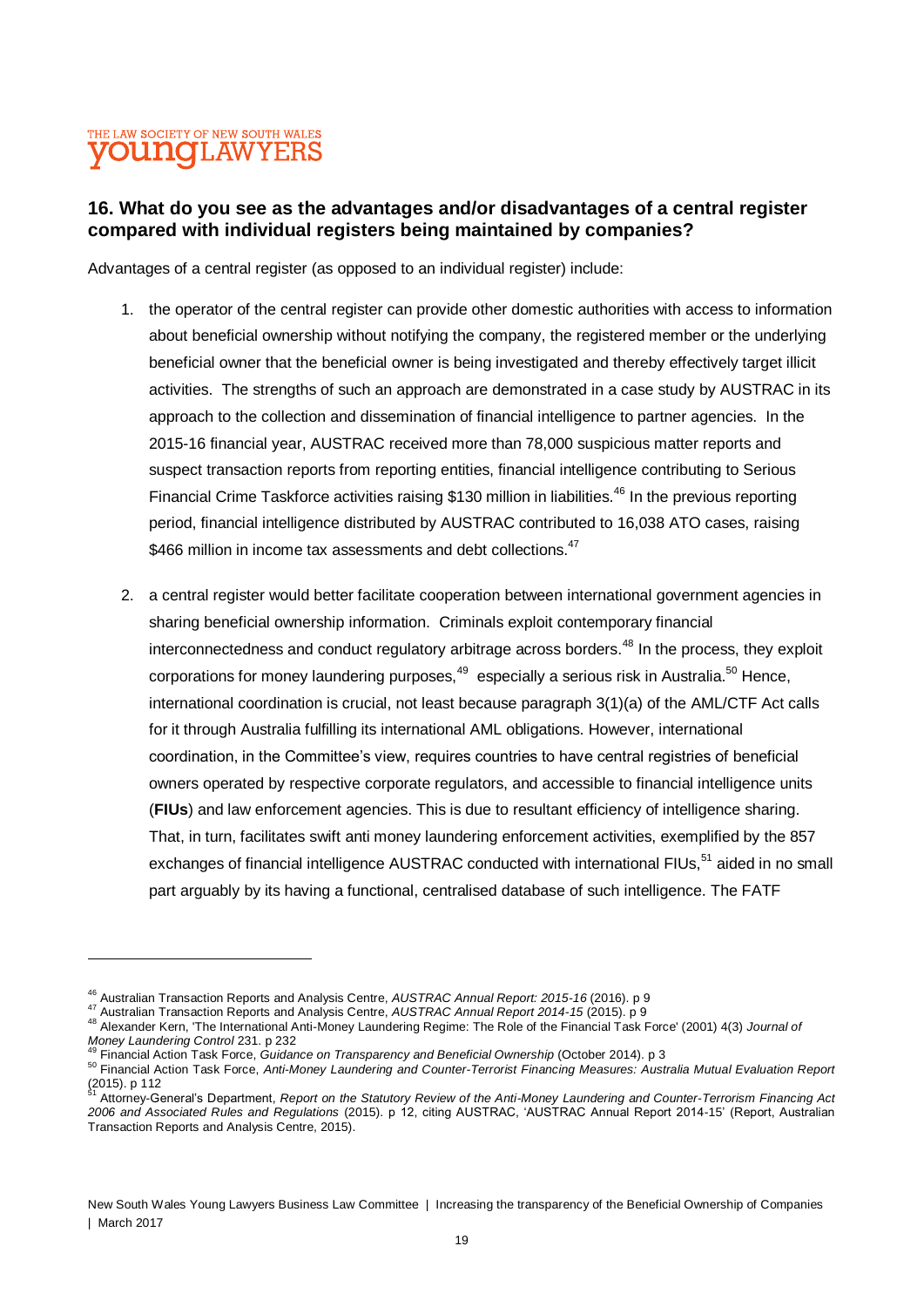## 16. What do you see as the advantages and/or disadvantages of a central register compared with individual registers being maintained by companies?

Advantages of a central register (as opposed to an individual register) include:

1. the operator of the central register can provide other domestic authorities with access to information about beneficial ownership without notifying the company, the registered member or the underlying beneficial owner that the beneficial owner is being investigated and thereby effectively target illicit activities. The strengths of such an approach are demonstrated in a case study by AUSTRAC in its approach to the collection and dissemination of financial intelligence to partner agencies. In the 2015-16 financial year, AUSTRAC received more than 78,000 suspicious matter reports and suspect transaction reports from reporting entities, financial intelligence contributing to Serious Financial Crime Taskforce activities raising $130 million in liabilities.[46] In the previous reporting period, financial intelligence distributed by AUSTRAC contributed to 16,038 ATO cases, raising $466 million in income tax assessments and debt collections.[47]

2. a central register would better facilitate cooperation between international government agencies in sharing beneficial ownership information. Criminals exploit contemporary financial interconnectedness and conduct regulatory arbitrage across borders.[48] In the process, they exploit corporations for money laundering purposes,[49] especially a serious risk in Australia.[50] Hence, international coordination is crucial, not least because paragraph 3(1)(a) of the AML/CTF Act calls for it through Australia fulfilling its international AML obligations. However, international coordination, in the Committee's view, requires countries to have central registries of beneficial owners operated by respective corporate regulators, and accessible to financial intelligence units (**FIUs**) and law enforcement agencies. This is due to resultant efficiency of intelligence sharing. That, in turn, facilitates swift anti money laundering enforcement activities, exemplified by the 857 exchanges of financial intelligence AUSTRAC conducted with international FIUs,[51] aided in no small part arguably by its having a functional, centralised database of such intelligence. The FATF

---

[46] Australian Transaction Reports and Analysis Centre, *AUSTRAC Annual Report: 2015-16* (2016). p 9

[47] Australian Transaction Reports and Analysis Centre, *AUSTRAC Annual Report 2014-15* (2015). p 9

[48] Alexander Kern, 'The International Anti-Money Laundering Regime: The Role of the Financial Task Force' (2001) 4(3) *Journal of Money Laundering Control* 231. p 232

[49] Financial Action Task Force, *Guidance on Transparency and Beneficial Ownership* (October 2014). p 3

[50] Financial Action Task Force, *Anti-Money Laundering and Counter-Terrorist Financing Measures: Australia Mutual Evaluation Report* (2015). p 112

[51] Attorney-General's Department, *Report on the Statutory Review of the Anti-Money Laundering and Counter-Terrorism Financing Act 2006 and Associated Rules and Regulations* (2015). p 12, citing AUSTRAC, 'AUSTRAC Annual Report 2014-15' (Report, Australian Transaction Reports and Analysis Centre, 2015).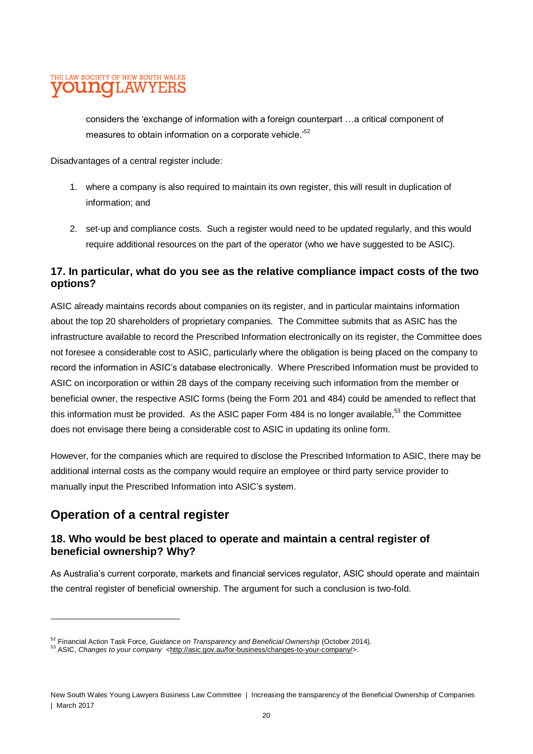considers the 'exchange of information with a foreign counterpart …a critical component of measures to obtain information on a corporate vehicle.'[52]

Disadvantages of a central register include:

1. where a company is also required to maintain its own register, this will result in duplication of information; and

2. set-up and compliance costs. Such a register would need to be updated regularly, and this would require additional resources on the part of the operator (who we have suggested to be ASIC).

### 17. In particular, what do you see as the relative compliance impact costs of the two options?

ASIC already maintains records about companies on its register, and in particular maintains information about the top 20 shareholders of proprietary companies. The Committee submits that as ASIC has the infrastructure available to record the Prescribed Information electronically on its register, the Committee does not foresee a considerable cost to ASIC, particularly where the obligation is being placed on the company to record the information in ASIC's database electronically. Where Prescribed Information must be provided to ASIC on incorporation or within 28 days of the company receiving such information from the member or beneficial owner, the respective ASIC forms (being the Form 201 and 484) could be amended to reflect that this information must be provided. As the ASIC paper Form 484 is no longer available,[53] the Committee does not envisage there being a considerable cost to ASIC in updating its online form.

However, for the companies which are required to disclose the Prescribed Information to ASIC, there may be additional internal costs as the company would require an employee or third party service provider to manually input the Prescribed Information into ASIC's system.

## Operation of a central register

### 18. Who would be best placed to operate and maintain a central register of beneficial ownership? Why?

As Australia's current corporate, markets and financial services regulator, ASIC should operate and maintain the central register of beneficial ownership. The argument for such a conclusion is two-fold.

---

[52] Financial Action Task Force, *Guidance on Transparency and Beneficial Ownership* (October 2014).

[53] ASIC, *Changes to your company* <http://asic.gov.au/for-business/changes-to-your-company/>.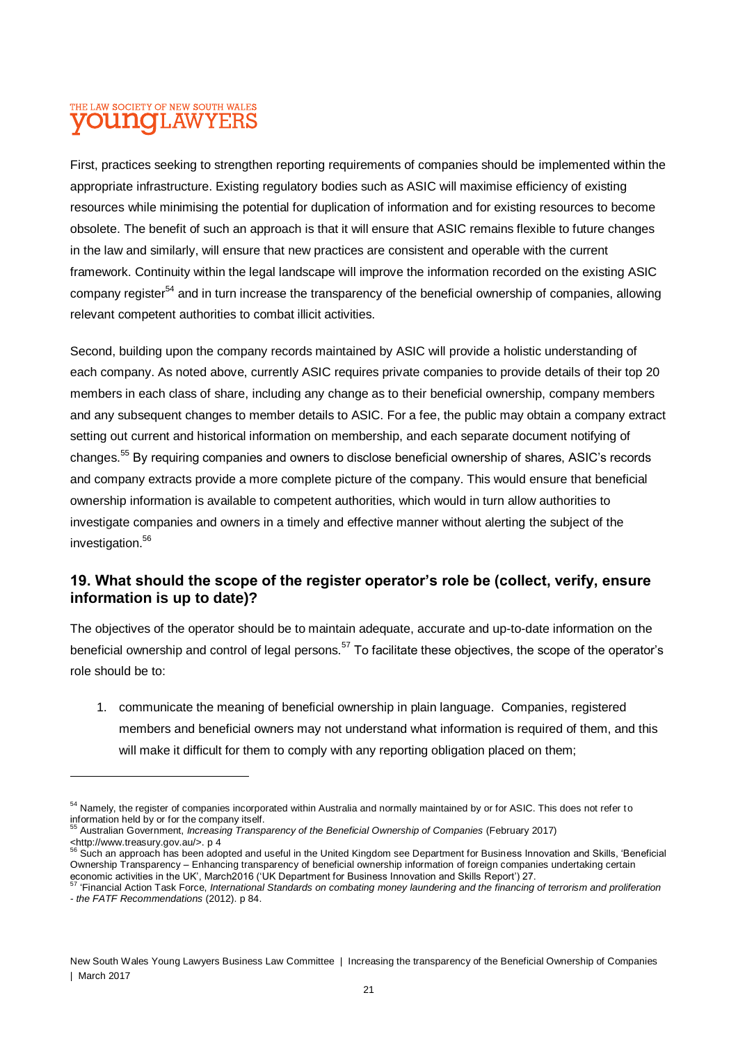First, practices seeking to strengthen reporting requirements of companies should be implemented within the appropriate infrastructure. Existing regulatory bodies such as ASIC will maximise efficiency of existing resources while minimising the potential for duplication of information and for existing resources to become obsolete. The benefit of such an approach is that it will ensure that ASIC remains flexible to future changes in the law and similarly, will ensure that new practices are consistent and operable with the current framework. Continuity within the legal landscape will improve the information recorded on the existing ASIC company register[54] and in turn increase the transparency of the beneficial ownership of companies, allowing relevant competent authorities to combat illicit activities.

Second, building upon the company records maintained by ASIC will provide a holistic understanding of each company. As noted above, currently ASIC requires private companies to provide details of their top 20 members in each class of share, including any change as to their beneficial ownership, company members and any subsequent changes to member details to ASIC. For a fee, the public may obtain a company extract setting out current and historical information on membership, and each separate document notifying of changes.[55] By requiring companies and owners to disclose beneficial ownership of shares, ASIC's records and company extracts provide a more complete picture of the company. This would ensure that beneficial ownership information is available to competent authorities, which would in turn allow authorities to investigate companies and owners in a timely and effective manner without alerting the subject of the investigation.[56]

## 19. What should the scope of the register operator's role be (collect, verify, ensure information is up to date)?

The objectives of the operator should be to maintain adequate, accurate and up-to-date information on the beneficial ownership and control of legal persons.[57] To facilitate these objectives, the scope of the operator's role should be to:

1. communicate the meaning of beneficial ownership in plain language. Companies, registered members and beneficial owners may not understand what information is required of them, and this will make it difficult for them to comply with any reporting obligation placed on them;

---

[54] Namely, the register of companies incorporated within Australia and normally maintained by or for ASIC. This does not refer to information held by or for the company itself.

[55] Australian Government, *Increasing Transparency of the Beneficial Ownership of Companies* (February 2017) <http://www.treasury.gov.au/>. p 4

[56] Such an approach has been adopted and useful in the United Kingdom see Department for Business Innovation and Skills, 'Beneficial Ownership Transparency – Enhancing transparency of beneficial ownership information of foreign companies undertaking certain economic activities in the UK', March2016 ('UK Department for Business Innovation and Skills Report') 27.

[57] 'Financial Action Task Force, *International Standards on combating money laundering and the financing of terrorism and proliferation - the FATF Recommendations* (2012). p 84.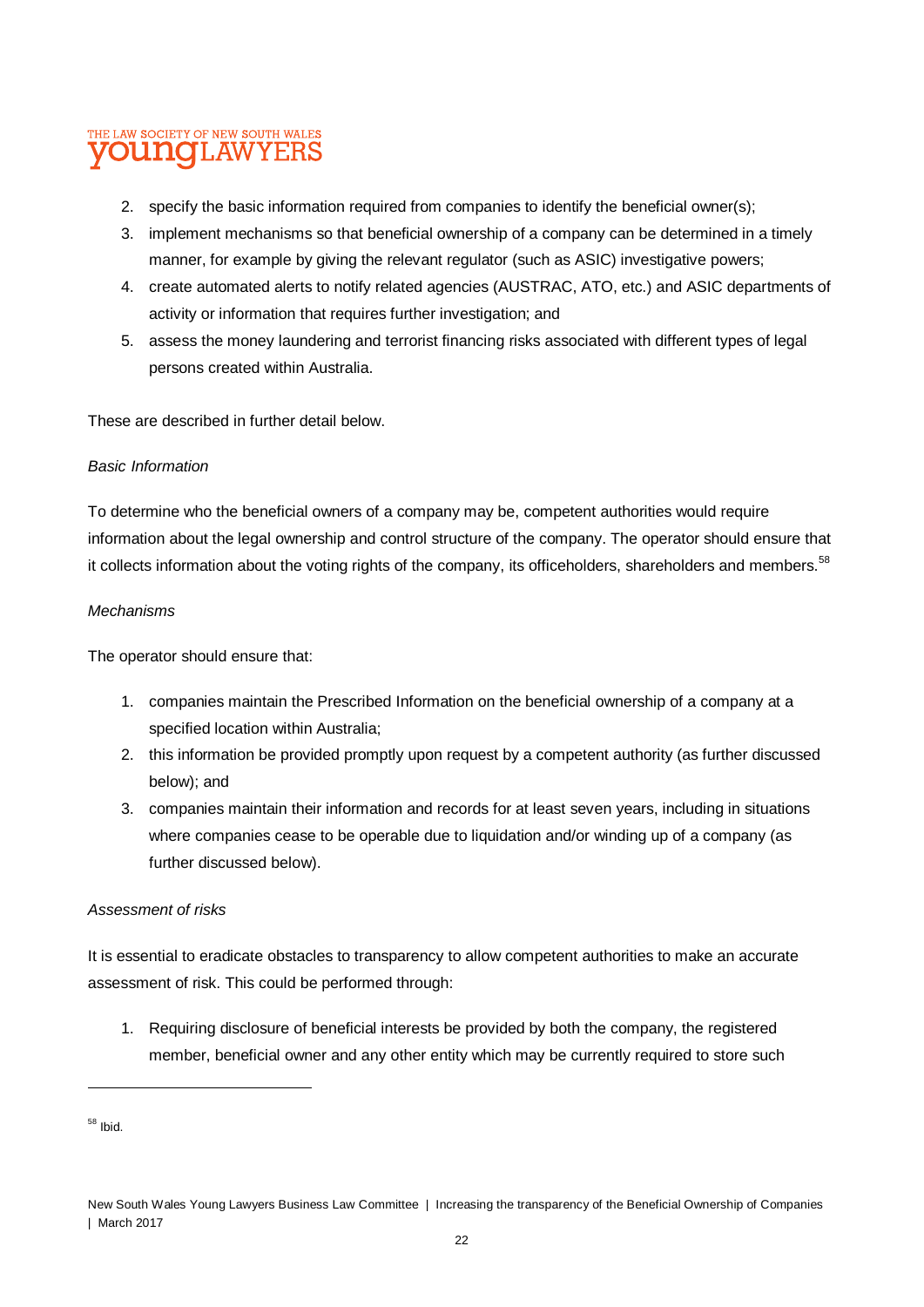2. specify the basic information required from companies to identify the beneficial owner(s);
3. implement mechanisms so that beneficial ownership of a company can be determined in a timely manner, for example by giving the relevant regulator (such as ASIC) investigative powers;
4. create automated alerts to notify related agencies (AUSTRAC, ATO, etc.) and ASIC departments of activity or information that requires further investigation; and
5. assess the money laundering and terrorist financing risks associated with different types of legal persons created within Australia.

These are described in further detail below.

*Basic Information*

To determine who the beneficial owners of a company may be, competent authorities would require information about the legal ownership and control structure of the company. The operator should ensure that it collects information about the voting rights of the company, its officeholders, shareholders and members.[58]

*Mechanisms*

The operator should ensure that:

1. companies maintain the Prescribed Information on the beneficial ownership of a company at a specified location within Australia;
2. this information be provided promptly upon request by a competent authority (as further discussed below); and
3. companies maintain their information and records for at least seven years, including in situations where companies cease to be operable due to liquidation and/or winding up of a company (as further discussed below).

*Assessment of risks*

It is essential to eradicate obstacles to transparency to allow competent authorities to make an accurate assessment of risk. This could be performed through:

1. Requiring disclosure of beneficial interests be provided by both the company, the registered member, beneficial owner and any other entity which may be currently required to store such

---

[58] Ibid.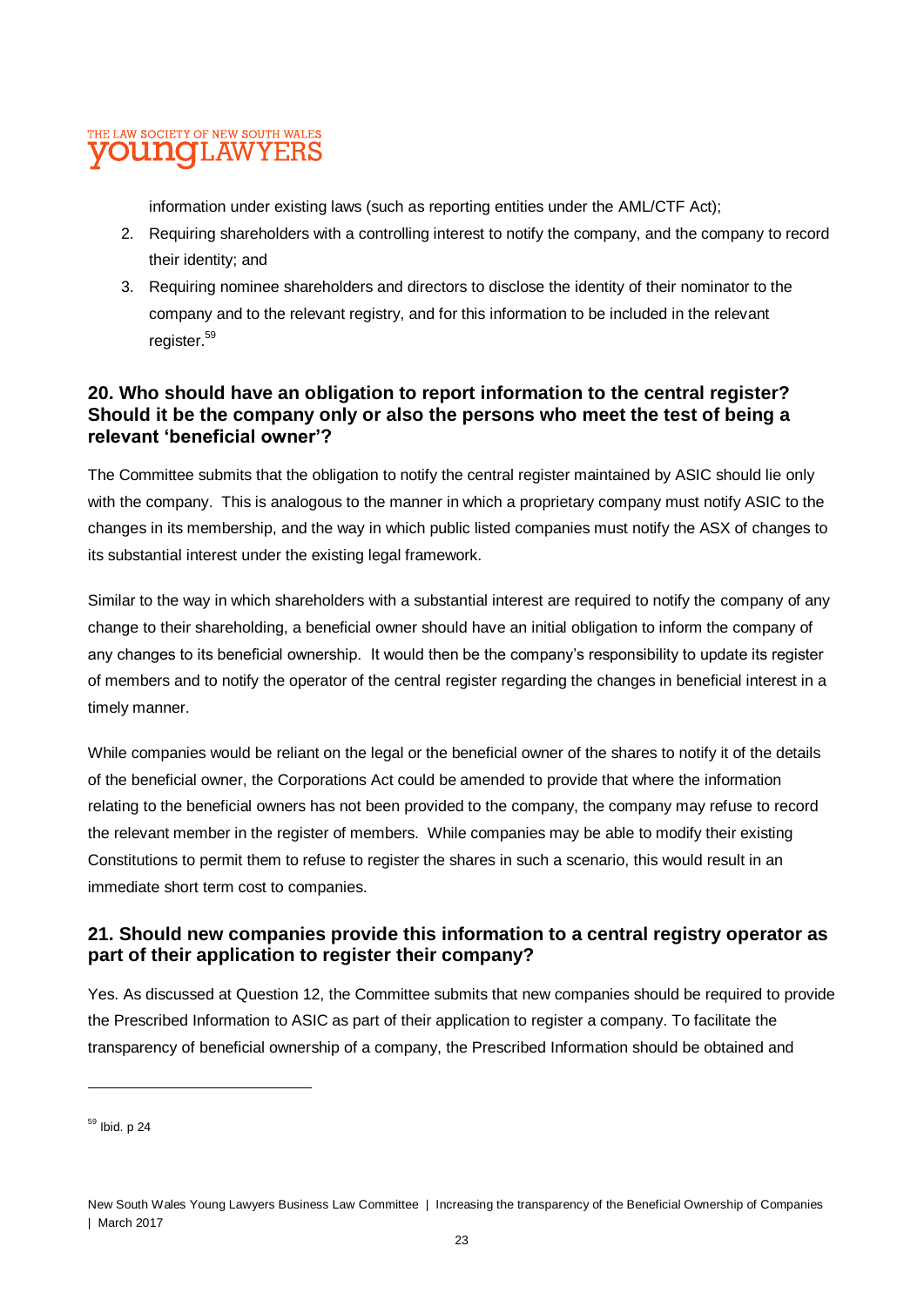information under existing laws (such as reporting entities under the AML/CTF Act);

2. Requiring shareholders with a controlling interest to notify the company, and the company to record their identity; and
3. Requiring nominee shareholders and directors to disclose the identity of their nominator to the company and to the relevant registry, and for this information to be included in the relevant register.[59]

## 20. Who should have an obligation to report information to the central register? Should it be the company only or also the persons who meet the test of being a relevant 'beneficial owner'?

The Committee submits that the obligation to notify the central register maintained by ASIC should lie only with the company. This is analogous to the manner in which a proprietary company must notify ASIC to the changes in its membership, and the way in which public listed companies must notify the ASX of changes to its substantial interest under the existing legal framework.

Similar to the way in which shareholders with a substantial interest are required to notify the company of any change to their shareholding, a beneficial owner should have an initial obligation to inform the company of any changes to its beneficial ownership. It would then be the company's responsibility to update its register of members and to notify the operator of the central register regarding the changes in beneficial interest in a timely manner.

While companies would be reliant on the legal or the beneficial owner of the shares to notify it of the details of the beneficial owner, the Corporations Act could be amended to provide that where the information relating to the beneficial owners has not been provided to the company, the company may refuse to record the relevant member in the register of members. While companies may be able to modify their existing Constitutions to permit them to refuse to register the shares in such a scenario, this would result in an immediate short term cost to companies.

## 21. Should new companies provide this information to a central registry operator as part of their application to register their company?

Yes. As discussed at Question 12, the Committee submits that new companies should be required to provide the Prescribed Information to ASIC as part of their application to register a company. To facilitate the transparency of beneficial ownership of a company, the Prescribed Information should be obtained and

---

[59] Ibid. p 24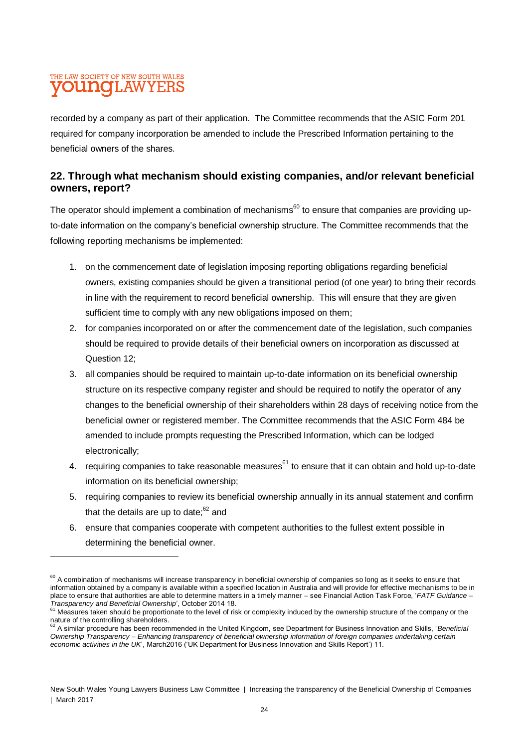recorded by a company as part of their application. The Committee recommends that the ASIC Form 201 required for company incorporation be amended to include the Prescribed Information pertaining to the beneficial owners of the shares.

## 22. Through what mechanism should existing companies, and/or relevant beneficial owners, report?

The operator should implement a combination of mechanisms[60] to ensure that companies are providing up-to-date information on the company's beneficial ownership structure. The Committee recommends that the following reporting mechanisms be implemented:

1. on the commencement date of legislation imposing reporting obligations regarding beneficial owners, existing companies should be given a transitional period (of one year) to bring their records in line with the requirement to record beneficial ownership. This will ensure that they are given sufficient time to comply with any new obligations imposed on them;
2. for companies incorporated on or after the commencement date of the legislation, such companies should be required to provide details of their beneficial owners on incorporation as discussed at Question 12;
3. all companies should be required to maintain up-to-date information on its beneficial ownership structure on its respective company register and should be required to notify the operator of any changes to the beneficial ownership of their shareholders within 28 days of receiving notice from the beneficial owner or registered member. The Committee recommends that the ASIC Form 484 be amended to include prompts requesting the Prescribed Information, which can be lodged electronically;
4. requiring companies to take reasonable measures[61] to ensure that it can obtain and hold up-to-date information on its beneficial ownership;
5. requiring companies to review its beneficial ownership annually in its annual statement and confirm that the details are up to date;[62] and
6. ensure that companies cooperate with competent authorities to the fullest extent possible in determining the beneficial owner.

---

[60] A combination of mechanisms will increase transparency in beneficial ownership of companies so long as it seeks to ensure that information obtained by a company is available within a specified location in Australia and will provide for effective mechanisms to be in place to ensure that authorities are able to determine matters in a timely manner – see Financial Action Task Force, '*FATF Guidance – Transparency and Beneficial Ownership*', October 2014 18.

[61] Measures taken should be proportionate to the level of risk or complexity induced by the ownership structure of the company or the nature of the controlling shareholders.

[62] A similar procedure has been recommended in the United Kingdom, see Department for Business Innovation and Skills, '*Beneficial Ownership Transparency – Enhancing transparency of beneficial ownership information of foreign companies undertaking certain economic activities in the UK*', March2016 ('UK Department for Business Innovation and Skills Report') 11.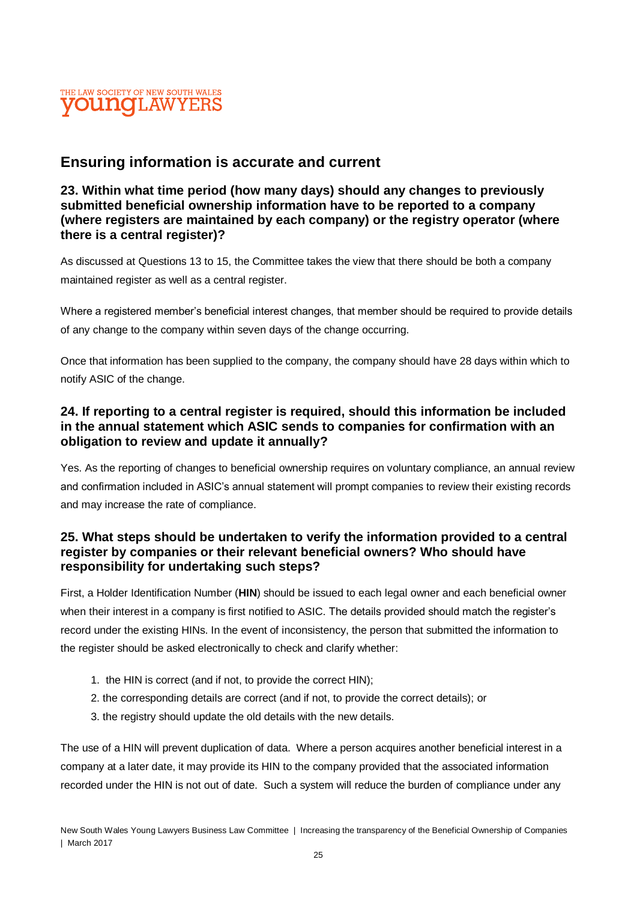## Ensuring information is accurate and current

### 23. Within what time period (how many days) should any changes to previously submitted beneficial ownership information have to be reported to a company (where registers are maintained by each company) or the registry operator (where there is a central register)?

As discussed at Questions 13 to 15, the Committee takes the view that there should be both a company maintained register as well as a central register.

Where a registered member's beneficial interest changes, that member should be required to provide details of any change to the company within seven days of the change occurring.

Once that information has been supplied to the company, the company should have 28 days within which to notify ASIC of the change.

### 24. If reporting to a central register is required, should this information be included in the annual statement which ASIC sends to companies for confirmation with an obligation to review and update it annually?

Yes. As the reporting of changes to beneficial ownership requires on voluntary compliance, an annual review and confirmation included in ASIC's annual statement will prompt companies to review their existing records and may increase the rate of compliance.

### 25. What steps should be undertaken to verify the information provided to a central register by companies or their relevant beneficial owners? Who should have responsibility for undertaking such steps?

First, a Holder Identification Number (**HIN**) should be issued to each legal owner and each beneficial owner when their interest in a company is first notified to ASIC. The details provided should match the register's record under the existing HINs. In the event of inconsistency, the person that submitted the information to the register should be asked electronically to check and clarify whether:

1. the HIN is correct (and if not, to provide the correct HIN);
2. the corresponding details are correct (and if not, to provide the correct details); or
3. the registry should update the old details with the new details.

The use of a HIN will prevent duplication of data. Where a person acquires another beneficial interest in a company at a later date, it may provide its HIN to the company provided that the associated information recorded under the HIN is not out of date. Such a system will reduce the burden of compliance under any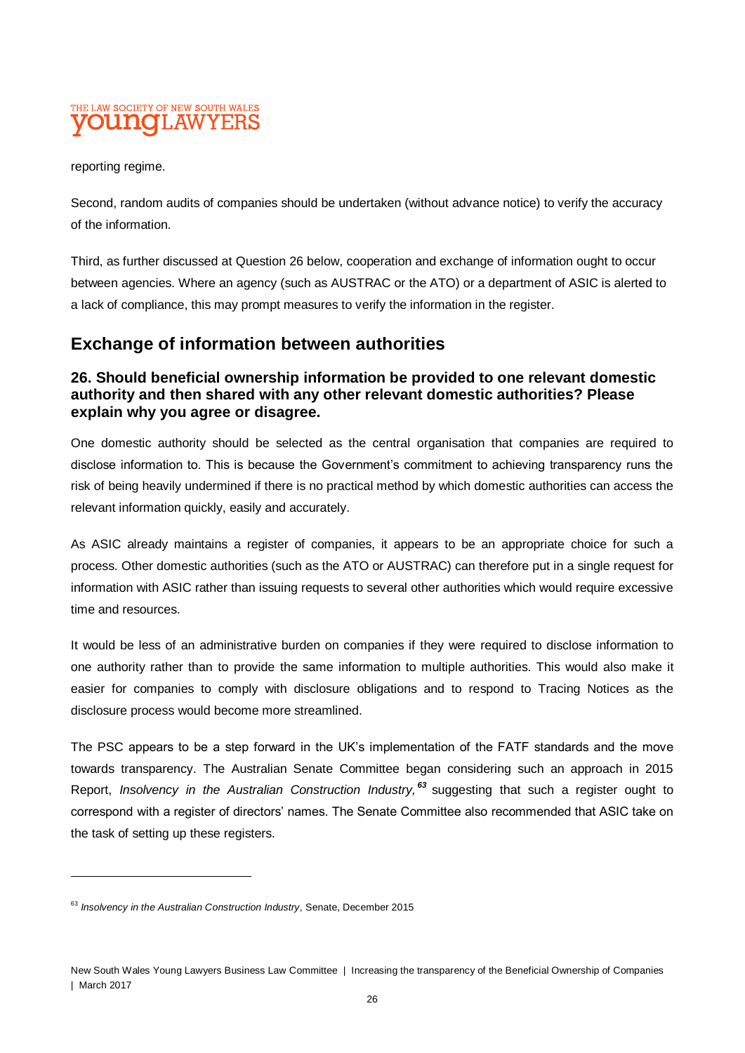reporting regime.

Second, random audits of companies should be undertaken (without advance notice) to verify the accuracy of the information.

Third, as further discussed at Question 26 below, cooperation and exchange of information ought to occur between agencies. Where an agency (such as AUSTRAC or the ATO) or a department of ASIC is alerted to a lack of compliance, this may prompt measures to verify the information in the register.

## Exchange of information between authorities

### 26. Should beneficial ownership information be provided to one relevant domestic authority and then shared with any other relevant domestic authorities? Please explain why you agree or disagree.

One domestic authority should be selected as the central organisation that companies are required to disclose information to. This is because the Government's commitment to achieving transparency runs the risk of being heavily undermined if there is no practical method by which domestic authorities can access the relevant information quickly, easily and accurately.

As ASIC already maintains a register of companies, it appears to be an appropriate choice for such a process. Other domestic authorities (such as the ATO or AUSTRAC) can therefore put in a single request for information with ASIC rather than issuing requests to several other authorities which would require excessive time and resources.

It would be less of an administrative burden on companies if they were required to disclose information to one authority rather than to provide the same information to multiple authorities. This would also make it easier for companies to comply with disclosure obligations and to respond to Tracing Notices as the disclosure process would become more streamlined.

The PSC appears to be a step forward in the UK's implementation of the FATF standards and the move towards transparency. The Australian Senate Committee began considering such an approach in 2015 Report, *Insolvency in the Australian Construction Industry,*[63] suggesting that such a register ought to correspond with a register of directors' names. The Senate Committee also recommended that ASIC take on the task of setting up these registers.

---

[63] *Insolvency in the Australian Construction Industry*, Senate, December 2015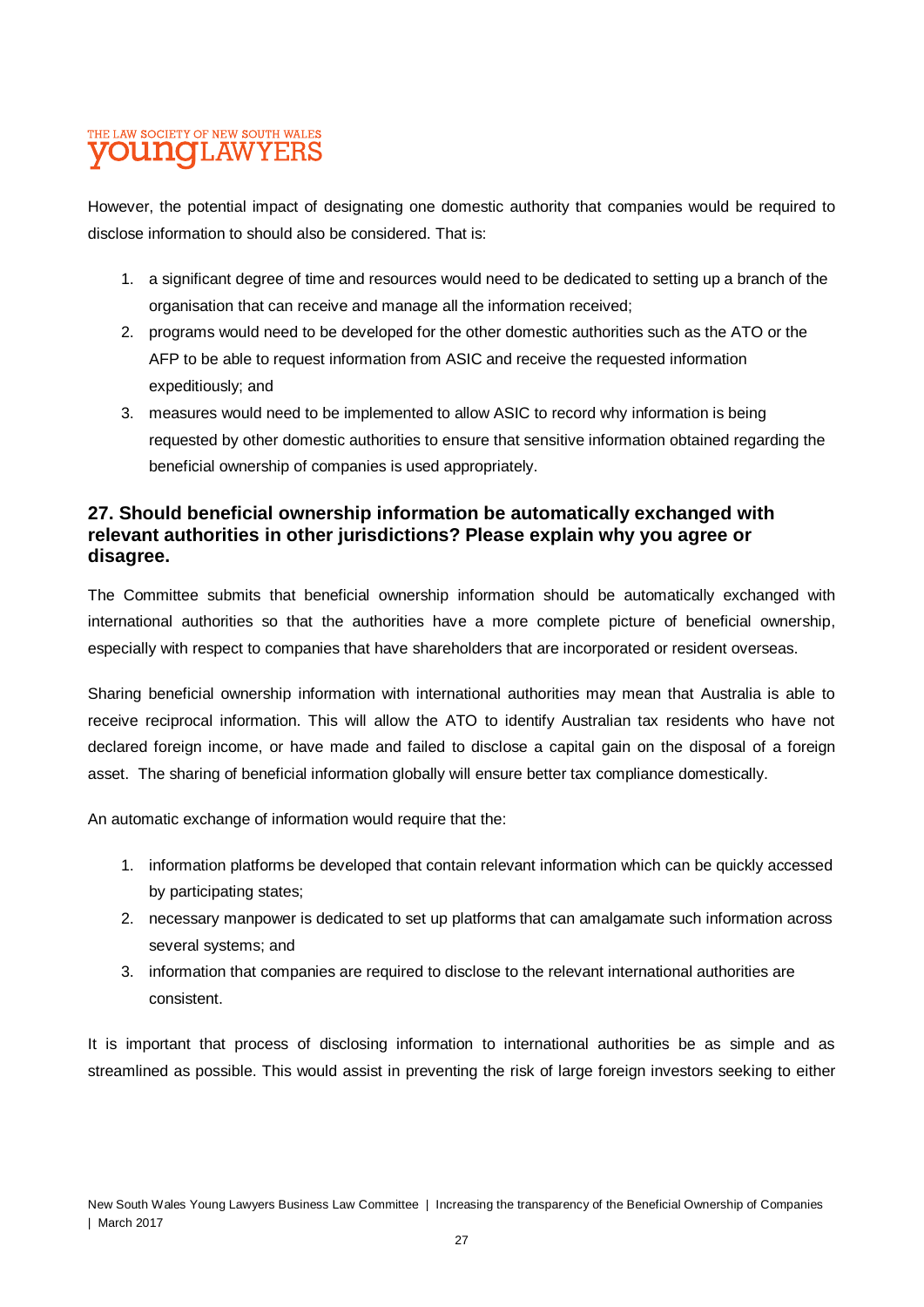However, the potential impact of designating one domestic authority that companies would be required to disclose information to should also be considered. That is:

1. a significant degree of time and resources would need to be dedicated to setting up a branch of the organisation that can receive and manage all the information received;
2. programs would need to be developed for the other domestic authorities such as the ATO or the AFP to be able to request information from ASIC and receive the requested information expeditiously; and
3. measures would need to be implemented to allow ASIC to record why information is being requested by other domestic authorities to ensure that sensitive information obtained regarding the beneficial ownership of companies is used appropriately.

## 27. Should beneficial ownership information be automatically exchanged with relevant authorities in other jurisdictions? Please explain why you agree or disagree.

The Committee submits that beneficial ownership information should be automatically exchanged with international authorities so that the authorities have a more complete picture of beneficial ownership, especially with respect to companies that have shareholders that are incorporated or resident overseas.

Sharing beneficial ownership information with international authorities may mean that Australia is able to receive reciprocal information. This will allow the ATO to identify Australian tax residents who have not declared foreign income, or have made and failed to disclose a capital gain on the disposal of a foreign asset. The sharing of beneficial information globally will ensure better tax compliance domestically.

An automatic exchange of information would require that the:

1. information platforms be developed that contain relevant information which can be quickly accessed by participating states;
2. necessary manpower is dedicated to set up platforms that can amalgamate such information across several systems; and
3. information that companies are required to disclose to the relevant international authorities are consistent.

It is important that process of disclosing information to international authorities be as simple and as streamlined as possible. This would assist in preventing the risk of large foreign investors seeking to either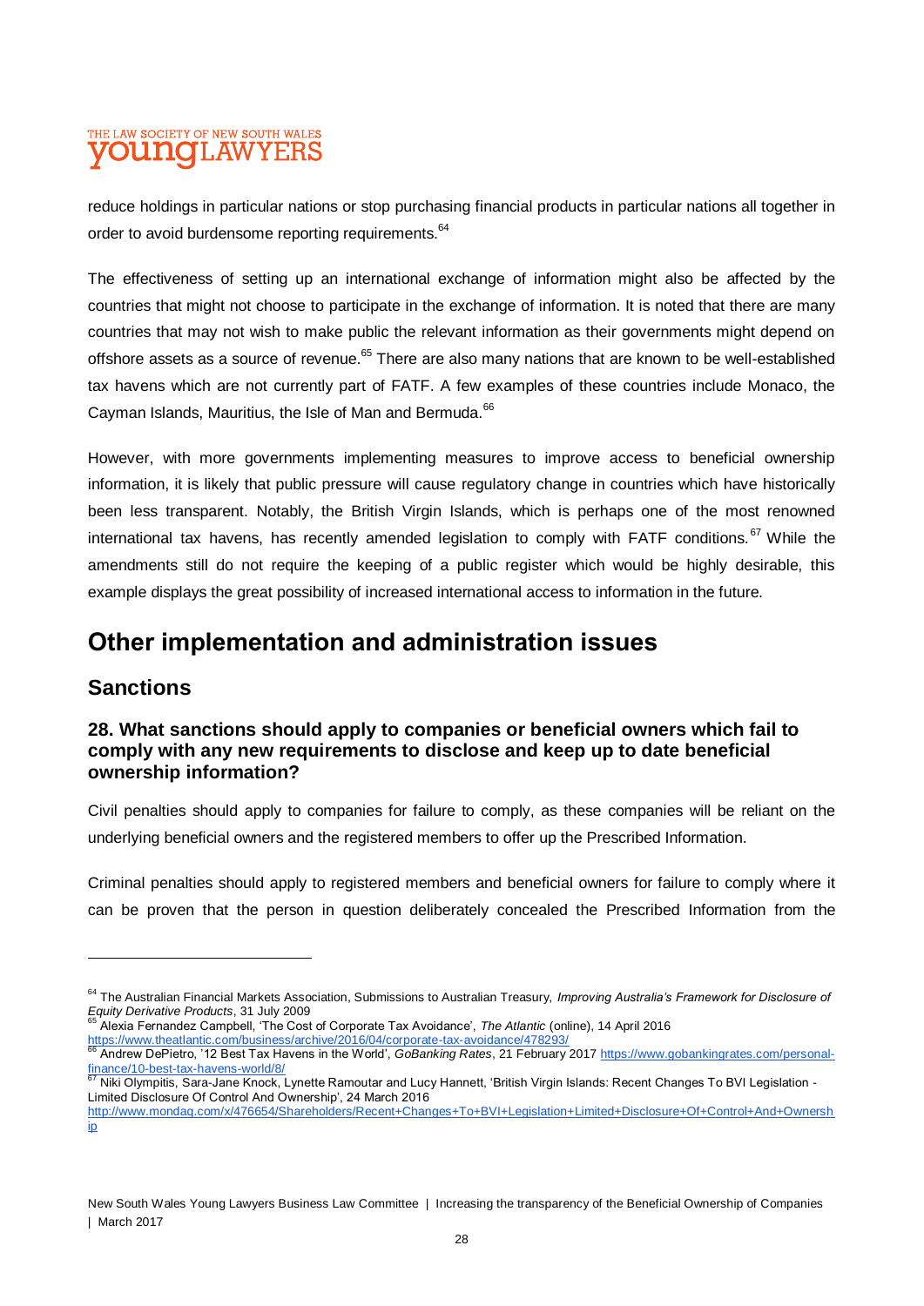reduce holdings in particular nations or stop purchasing financial products in particular nations all together in order to avoid burdensome reporting requirements.[64]

The effectiveness of setting up an international exchange of information might also be affected by the countries that might not choose to participate in the exchange of information. It is noted that there are many countries that may not wish to make public the relevant information as their governments might depend on offshore assets as a source of revenue.[65] There are also many nations that are known to be well-established tax havens which are not currently part of FATF. A few examples of these countries include Monaco, the Cayman Islands, Mauritius, the Isle of Man and Bermuda.[66]

However, with more governments implementing measures to improve access to beneficial ownership information, it is likely that public pressure will cause regulatory change in countries which have historically been less transparent. Notably, the British Virgin Islands, which is perhaps one of the most renowned international tax havens, has recently amended legislation to comply with FATF conditions.[67] While the amendments still do not require the keeping of a public register which would be highly desirable, this example displays the great possibility of increased international access to information in the future.

# Other implementation and administration issues

## Sanctions

### 28. What sanctions should apply to companies or beneficial owners which fail to comply with any new requirements to disclose and keep up to date beneficial ownership information?

Civil penalties should apply to companies for failure to comply, as these companies will be reliant on the underlying beneficial owners and the registered members to offer up the Prescribed Information.

Criminal penalties should apply to registered members and beneficial owners for failure to comply where it can be proven that the person in question deliberately concealed the Prescribed Information from the

---

[64] The Australian Financial Markets Association, Submissions to Australian Treasury, *Improving Australia's Framework for Disclosure of Equity Derivative Products*, 31 July 2009

[65] Alexia Fernandez Campbell, 'The Cost of Corporate Tax Avoidance', *The Atlantic* (online), 14 April 2016 https://www.theatlantic.com/business/archive/2016/04/corporate-tax-avoidance/478293/

[66] Andrew DePietro, '12 Best Tax Havens in the World', *GoBanking Rates*, 21 February 2017 https://www.gobankingrates.com/personal-finance/10-best-tax-havens-world/8/

[67] Niki Olympitis, Sara-Jane Knock, Lynette Ramoutar and Lucy Hannett, 'British Virgin Islands: Recent Changes To BVI Legislation - Limited Disclosure Of Control And Ownership', 24 March 2016 http://www.mondaq.com/x/476654/Shareholders/Recent+Changes+To+BVI+Legislation+Limited+Disclosure+Of+Control+And+Ownership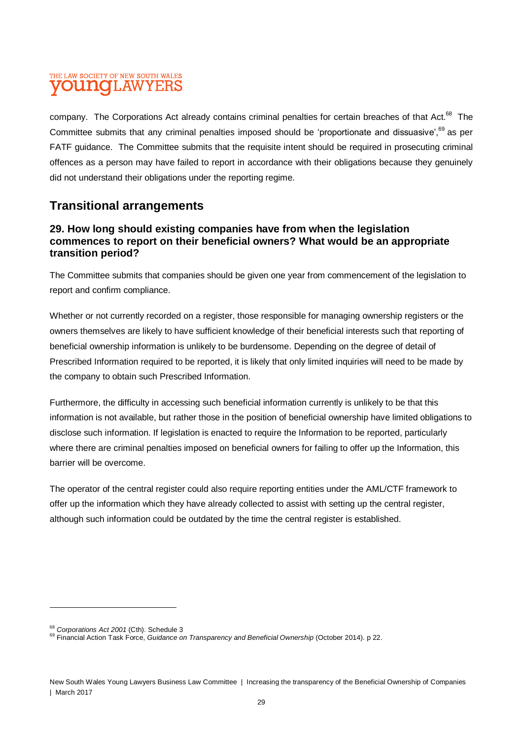company. The Corporations Act already contains criminal penalties for certain breaches of that Act.[68] The Committee submits that any criminal penalties imposed should be 'proportionate and dissuasive',[69] as per FATF guidance. The Committee submits that the requisite intent should be required in prosecuting criminal offences as a person may have failed to report in accordance with their obligations because they genuinely did not understand their obligations under the reporting regime.

## Transitional arrangements

### 29. How long should existing companies have from when the legislation commences to report on their beneficial owners? What would be an appropriate transition period?

The Committee submits that companies should be given one year from commencement of the legislation to report and confirm compliance.

Whether or not currently recorded on a register, those responsible for managing ownership registers or the owners themselves are likely to have sufficient knowledge of their beneficial interests such that reporting of beneficial ownership information is unlikely to be burdensome. Depending on the degree of detail of Prescribed Information required to be reported, it is likely that only limited inquiries will need to be made by the company to obtain such Prescribed Information.

Furthermore, the difficulty in accessing such beneficial information currently is unlikely to be that this information is not available, but rather those in the position of beneficial ownership have limited obligations to disclose such information. If legislation is enacted to require the Information to be reported, particularly where there are criminal penalties imposed on beneficial owners for failing to offer up the Information, this barrier will be overcome.

The operator of the central register could also require reporting entities under the AML/CTF framework to offer up the information which they have already collected to assist with setting up the central register, although such information could be outdated by the time the central register is established.

---

[68] *Corporations Act 2001* (Cth). Schedule 3

[69] Financial Action Task Force, *Guidance on Transparency and Beneficial Ownership* (October 2014). p 22.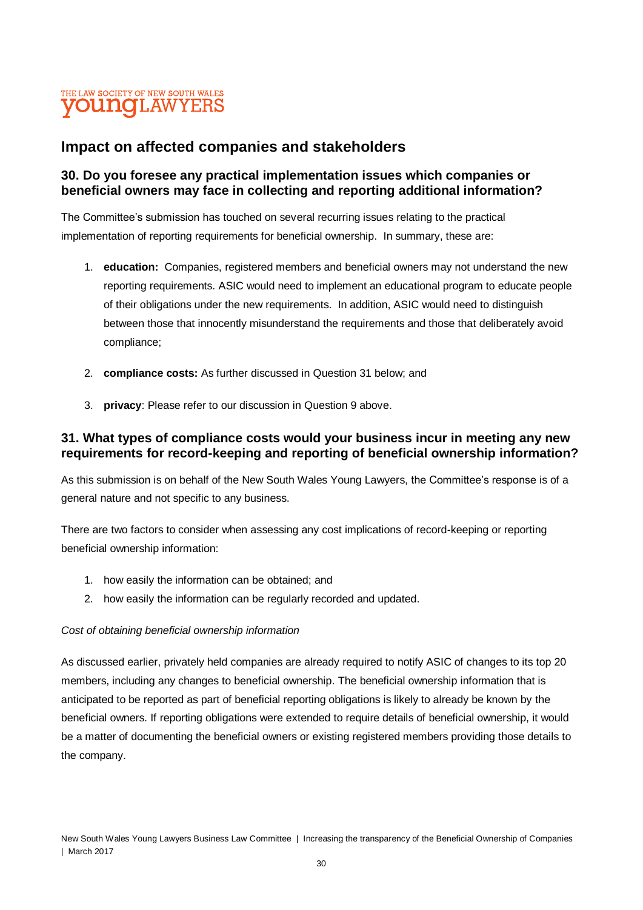## Impact on affected companies and stakeholders

### 30. Do you foresee any practical implementation issues which companies or beneficial owners may face in collecting and reporting additional information?

The Committee's submission has touched on several recurring issues relating to the practical implementation of reporting requirements for beneficial ownership. In summary, these are:

1. **education:** Companies, registered members and beneficial owners may not understand the new reporting requirements. ASIC would need to implement an educational program to educate people of their obligations under the new requirements. In addition, ASIC would need to distinguish between those that innocently misunderstand the requirements and those that deliberately avoid compliance;
2. **compliance costs:** As further discussed in Question 31 below; and
3. **privacy**: Please refer to our discussion in Question 9 above.

### 31. What types of compliance costs would your business incur in meeting any new requirements for record-keeping and reporting of beneficial ownership information?

As this submission is on behalf of the New South Wales Young Lawyers, the Committee's response is of a general nature and not specific to any business.

There are two factors to consider when assessing any cost implications of record-keeping or reporting beneficial ownership information:

1. how easily the information can be obtained; and
2. how easily the information can be regularly recorded and updated.

*Cost of obtaining beneficial ownership information*

As discussed earlier, privately held companies are already required to notify ASIC of changes to its top 20 members, including any changes to beneficial ownership. The beneficial ownership information that is anticipated to be reported as part of beneficial reporting obligations is likely to already be known by the beneficial owners. If reporting obligations were extended to require details of beneficial ownership, it would be a matter of documenting the beneficial owners or existing registered members providing those details to the company.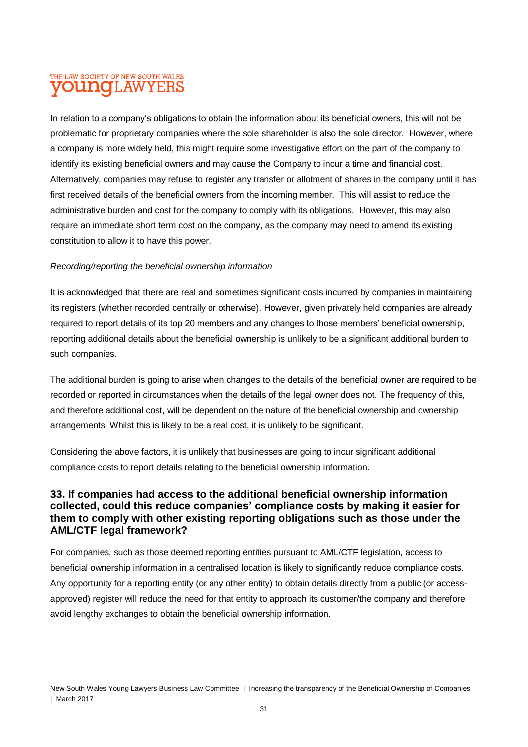In relation to a company's obligations to obtain the information about its beneficial owners, this will not be problematic for proprietary companies where the sole shareholder is also the sole director. However, where a company is more widely held, this might require some investigative effort on the part of the company to identify its existing beneficial owners and may cause the Company to incur a time and financial cost. Alternatively, companies may refuse to register any transfer or allotment of shares in the company until it has first received details of the beneficial owners from the incoming member. This will assist to reduce the administrative burden and cost for the company to comply with its obligations. However, this may also require an immediate short term cost on the company, as the company may need to amend its existing constitution to allow it to have this power.

*Recording/reporting the beneficial ownership information*

It is acknowledged that there are real and sometimes significant costs incurred by companies in maintaining its registers (whether recorded centrally or otherwise). However, given privately held companies are already required to report details of its top 20 members and any changes to those members' beneficial ownership, reporting additional details about the beneficial ownership is unlikely to be a significant additional burden to such companies.

The additional burden is going to arise when changes to the details of the beneficial owner are required to be recorded or reported in circumstances when the details of the legal owner does not. The frequency of this, and therefore additional cost, will be dependent on the nature of the beneficial ownership and ownership arrangements. Whilst this is likely to be a real cost, it is unlikely to be significant.

Considering the above factors, it is unlikely that businesses are going to incur significant additional compliance costs to report details relating to the beneficial ownership information.

### 33. If companies had access to the additional beneficial ownership information collected, could this reduce companies' compliance costs by making it easier for them to comply with other existing reporting obligations such as those under the AML/CTF legal framework?

For companies, such as those deemed reporting entities pursuant to AML/CTF legislation, access to beneficial ownership information in a centralised location is likely to significantly reduce compliance costs. Any opportunity for a reporting entity (or any other entity) to obtain details directly from a public (or access-approved) register will reduce the need for that entity to approach its customer/the company and therefore avoid lengthy exchanges to obtain the beneficial ownership information.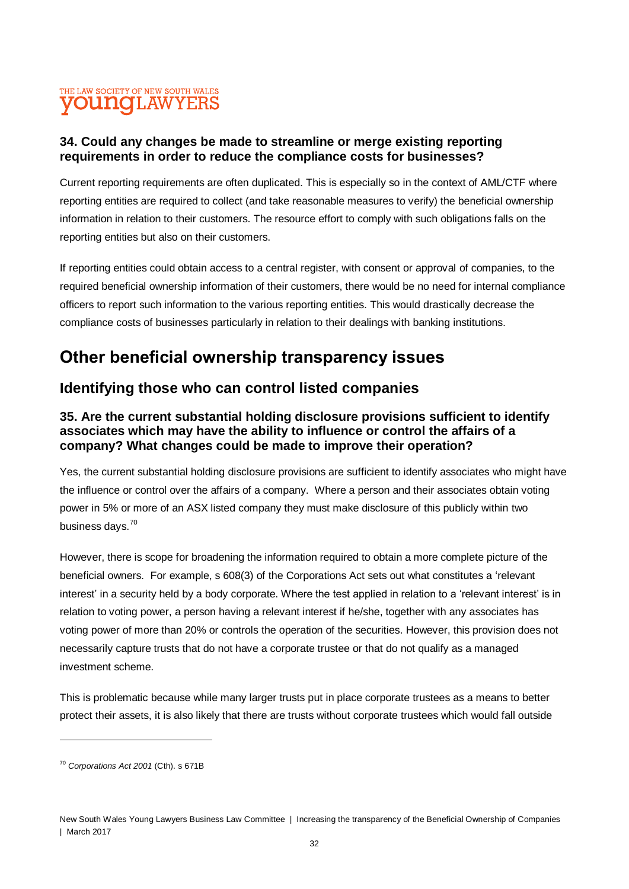### 34. Could any changes be made to streamline or merge existing reporting requirements in order to reduce the compliance costs for businesses?

Current reporting requirements are often duplicated. This is especially so in the context of AML/CTF where reporting entities are required to collect (and take reasonable measures to verify) the beneficial ownership information in relation to their customers. The resource effort to comply with such obligations falls on the reporting entities but also on their customers.

If reporting entities could obtain access to a central register, with consent or approval of companies, to the required beneficial ownership information of their customers, there would be no need for internal compliance officers to report such information to the various reporting entities. This would drastically decrease the compliance costs of businesses particularly in relation to their dealings with banking institutions.

# Other beneficial ownership transparency issues

## Identifying those who can control listed companies

### 35. Are the current substantial holding disclosure provisions sufficient to identify associates which may have the ability to influence or control the affairs of a company? What changes could be made to improve their operation?

Yes, the current substantial holding disclosure provisions are sufficient to identify associates who might have the influence or control over the affairs of a company. Where a person and their associates obtain voting power in 5% or more of an ASX listed company they must make disclosure of this publicly within two business days.[70]

However, there is scope for broadening the information required to obtain a more complete picture of the beneficial owners. For example, s 608(3) of the Corporations Act sets out what constitutes a 'relevant interest' in a security held by a body corporate. Where the test applied in relation to a 'relevant interest' is in relation to voting power, a person having a relevant interest if he/she, together with any associates has voting power of more than 20% or controls the operation of the securities. However, this provision does not necessarily capture trusts that do not have a corporate trustee or that do not qualify as a managed investment scheme.

This is problematic because while many larger trusts put in place corporate trustees as a means to better protect their assets, it is also likely that there are trusts without corporate trustees which would fall outside

[70] *Corporations Act 2001* (Cth). s 671B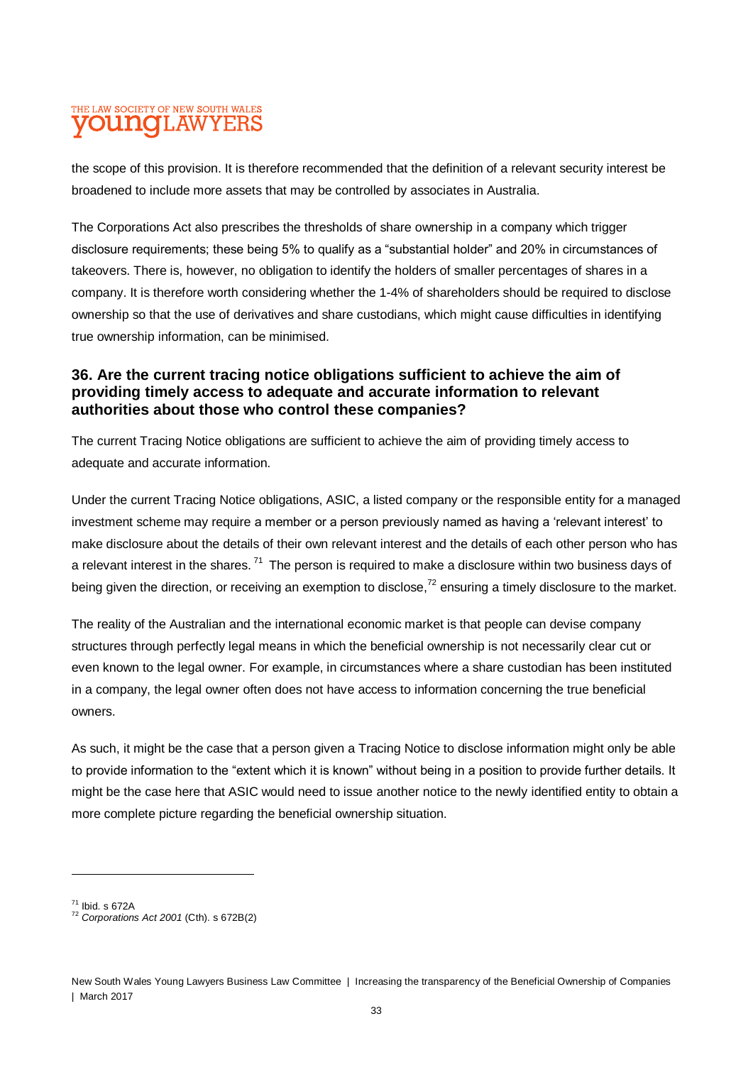the scope of this provision. It is therefore recommended that the definition of a relevant security interest be broadened to include more assets that may be controlled by associates in Australia.

The Corporations Act also prescribes the thresholds of share ownership in a company which trigger disclosure requirements; these being 5% to qualify as a "substantial holder" and 20% in circumstances of takeovers. There is, however, no obligation to identify the holders of smaller percentages of shares in a company. It is therefore worth considering whether the 1-4% of shareholders should be required to disclose ownership so that the use of derivatives and share custodians, which might cause difficulties in identifying true ownership information, can be minimised.

### 36. Are the current tracing notice obligations sufficient to achieve the aim of providing timely access to adequate and accurate information to relevant authorities about those who control these companies?

The current Tracing Notice obligations are sufficient to achieve the aim of providing timely access to adequate and accurate information.

Under the current Tracing Notice obligations, ASIC, a listed company or the responsible entity for a managed investment scheme may require a member or a person previously named as having a 'relevant interest' to make disclosure about the details of their own relevant interest and the details of each other person who has a relevant interest in the shares.[71] The person is required to make a disclosure within two business days of being given the direction, or receiving an exemption to disclose,[72] ensuring a timely disclosure to the market.

The reality of the Australian and the international economic market is that people can devise company structures through perfectly legal means in which the beneficial ownership is not necessarily clear cut or even known to the legal owner. For example, in circumstances where a share custodian has been instituted in a company, the legal owner often does not have access to information concerning the true beneficial owners.

As such, it might be the case that a person given a Tracing Notice to disclose information might only be able to provide information to the "extent which it is known" without being in a position to provide further details. It might be the case here that ASIC would need to issue another notice to the newly identified entity to obtain a more complete picture regarding the beneficial ownership situation.

---

[71] Ibid. s 672A

[72] *Corporations Act 2001* (Cth). s 672B(2)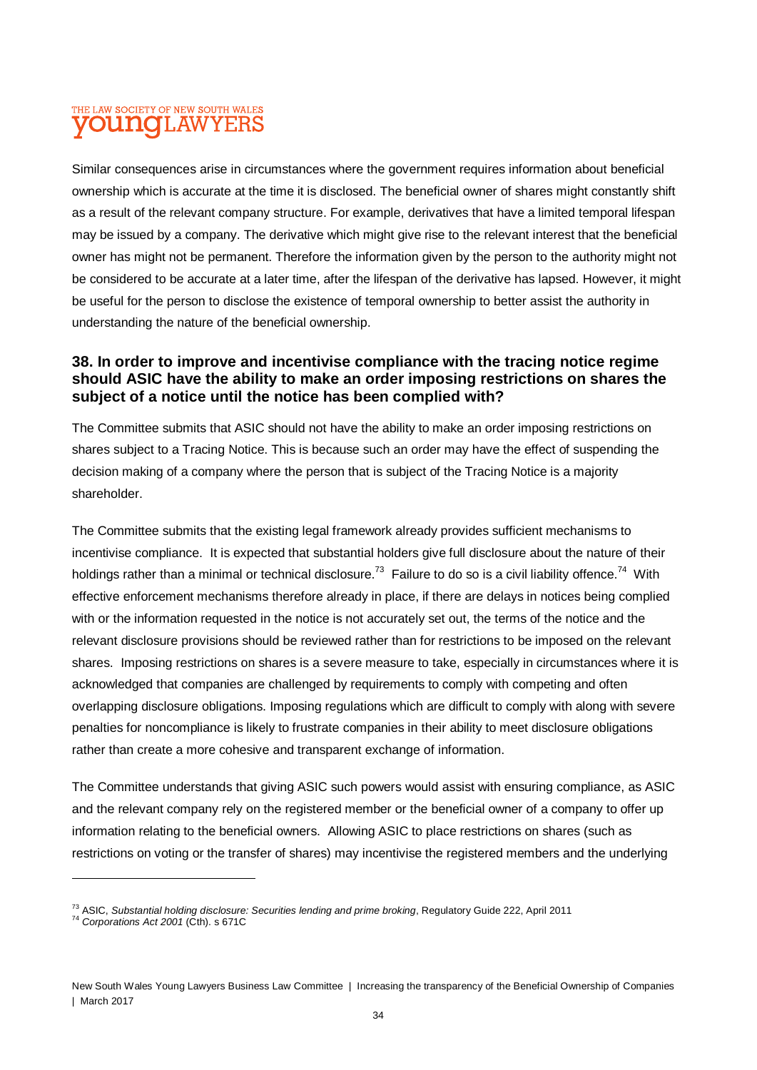Similar consequences arise in circumstances where the government requires information about beneficial ownership which is accurate at the time it is disclosed. The beneficial owner of shares might constantly shift as a result of the relevant company structure. For example, derivatives that have a limited temporal lifespan may be issued by a company. The derivative which might give rise to the relevant interest that the beneficial owner has might not be permanent. Therefore the information given by the person to the authority might not be considered to be accurate at a later time, after the lifespan of the derivative has lapsed. However, it might be useful for the person to disclose the existence of temporal ownership to better assist the authority in understanding the nature of the beneficial ownership.

### 38. In order to improve and incentivise compliance with the tracing notice regime should ASIC have the ability to make an order imposing restrictions on shares the subject of a notice until the notice has been complied with?

The Committee submits that ASIC should not have the ability to make an order imposing restrictions on shares subject to a Tracing Notice. This is because such an order may have the effect of suspending the decision making of a company where the person that is subject of the Tracing Notice is a majority shareholder.

The Committee submits that the existing legal framework already provides sufficient mechanisms to incentivise compliance. It is expected that substantial holders give full disclosure about the nature of their holdings rather than a minimal or technical disclosure.[73] Failure to do so is a civil liability offence.[74] With effective enforcement mechanisms therefore already in place, if there are delays in notices being complied with or the information requested in the notice is not accurately set out, the terms of the notice and the relevant disclosure provisions should be reviewed rather than for restrictions to be imposed on the relevant shares. Imposing restrictions on shares is a severe measure to take, especially in circumstances where it is acknowledged that companies are challenged by requirements to comply with competing and often overlapping disclosure obligations. Imposing regulations which are difficult to comply with along with severe penalties for noncompliance is likely to frustrate companies in their ability to meet disclosure obligations rather than create a more cohesive and transparent exchange of information.

The Committee understands that giving ASIC such powers would assist with ensuring compliance, as ASIC and the relevant company rely on the registered member or the beneficial owner of a company to offer up information relating to the beneficial owners. Allowing ASIC to place restrictions on shares (such as restrictions on voting or the transfer of shares) may incentivise the registered members and the underlying

---

[73] ASIC, *Substantial holding disclosure: Securities lending and prime broking*, Regulatory Guide 222, April 2011

[74] *Corporations Act 2001* (Cth). s 671C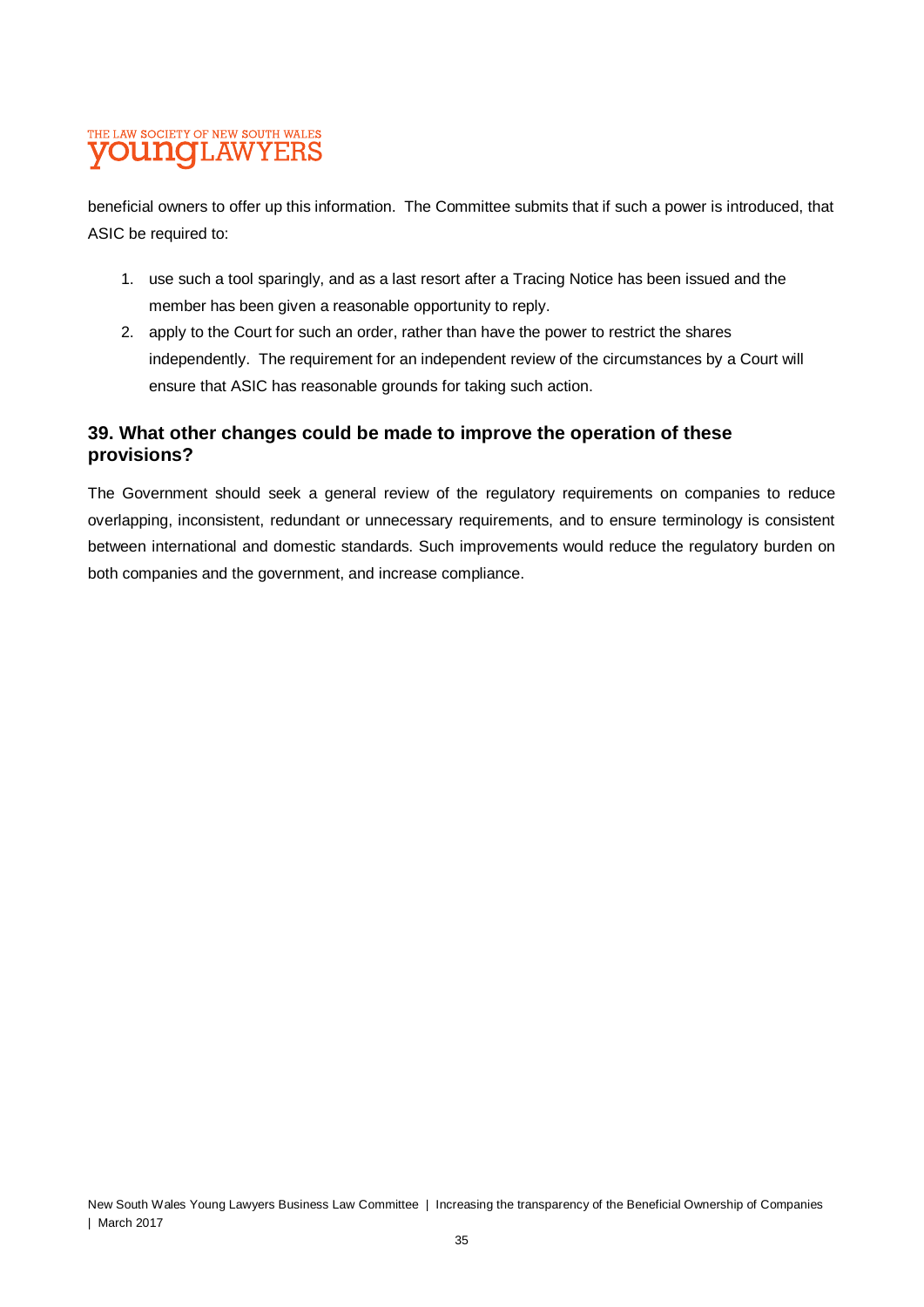beneficial owners to offer up this information. The Committee submits that if such a power is introduced, that ASIC be required to:

1. use such a tool sparingly, and as a last resort after a Tracing Notice has been issued and the member has been given a reasonable opportunity to reply.
2. apply to the Court for such an order, rather than have the power to restrict the shares independently. The requirement for an independent review of the circumstances by a Court will ensure that ASIC has reasonable grounds for taking such action.

### 39. What other changes could be made to improve the operation of these provisions?

The Government should seek a general review of the regulatory requirements on companies to reduce overlapping, inconsistent, redundant or unnecessary requirements, and to ensure terminology is consistent between international and domestic standards. Such improvements would reduce the regulatory burden on both companies and the government, and increase compliance.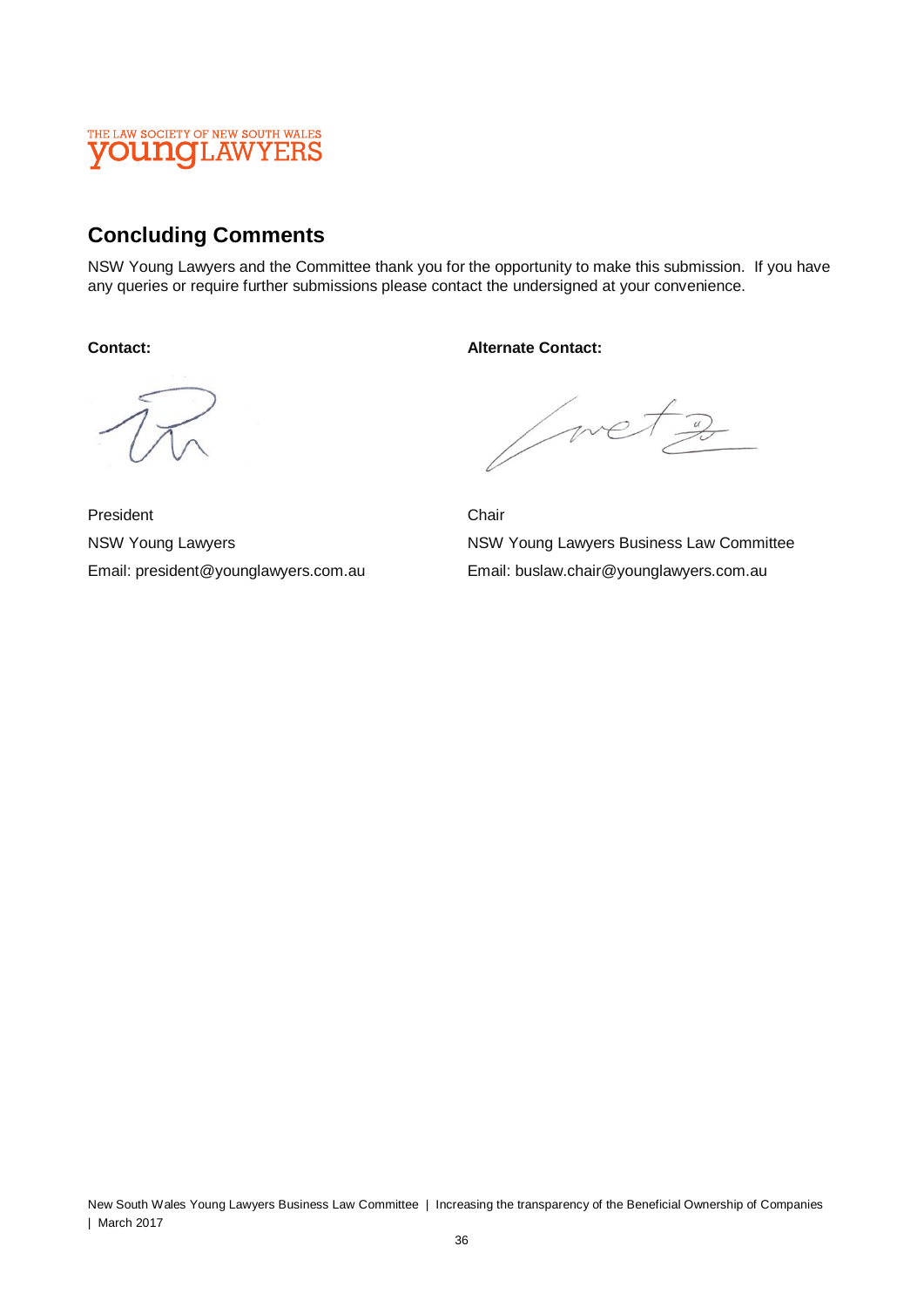## Concluding Comments

NSW Young Lawyers and the Committee thank you for the opportunity to make this submission. If you have any queries or require further submissions please contact the undersigned at your convenience.

**Contact:**

President

NSW Young Lawyers

Email: president@younglawyers.com.au

**Alternate Contact:**

Chair

NSW Young Lawyers Business Law Committee

Email: buslaw.chair@younglawyers.com.au